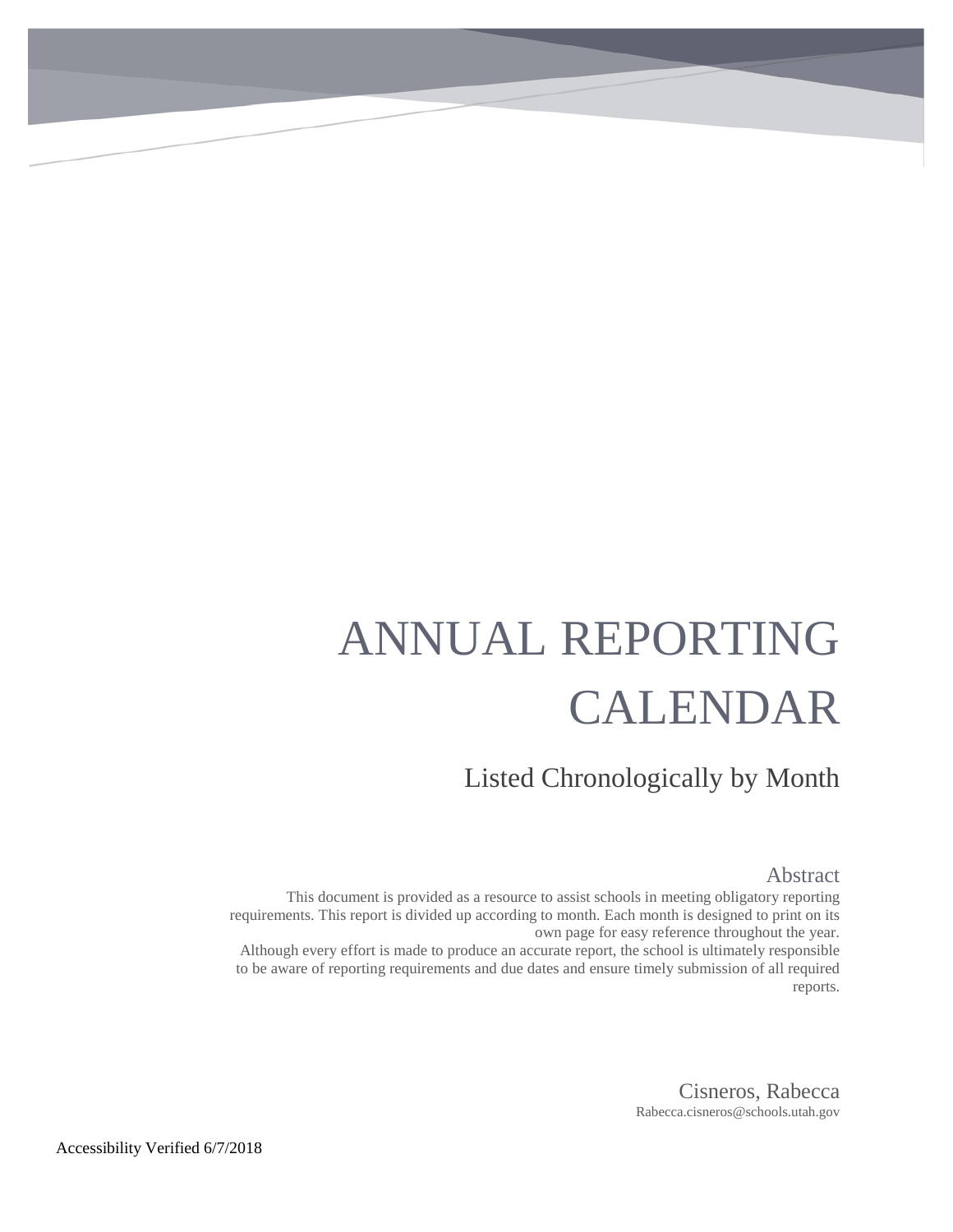# ANNUAL REPORTING CALENDAR

## Listected Chronologically by Month

### Abstract

This document is provided as a resource to assist schools in meeting obligatory reporting requirements. This report is divided up according to month. Each month is designed to print on its own page for easy reference throughout the year.

Although every effort is made to produce an accurate report, the school is ultimately responsible to be aware of reporting requirements and due dates and ensure timely submission of all required reports.

Cisneros, Rabecca

Rabecca.cisneros@schools.utah.gov

Accessibility Verified 6/7/2018

# ANNUAL REPORTING CALENDAR

## Listed Chronologically by Month

### Abstract

This document is provided as a resource to assist schools in meeting obligatory reporting requirements. This report is divided up according to month. Each month is designed to print on its own page for easy reference throughout the year.

Although every effort is made to produce an accurate report, the school is ultimately responsible to be aware of reporting requirements and due dates and ensure timely submission of all required reports.

Cisneros, Rabecca

Rabecca.cisneros@schools.utah.gov

Accessibility Verified 6/7/2018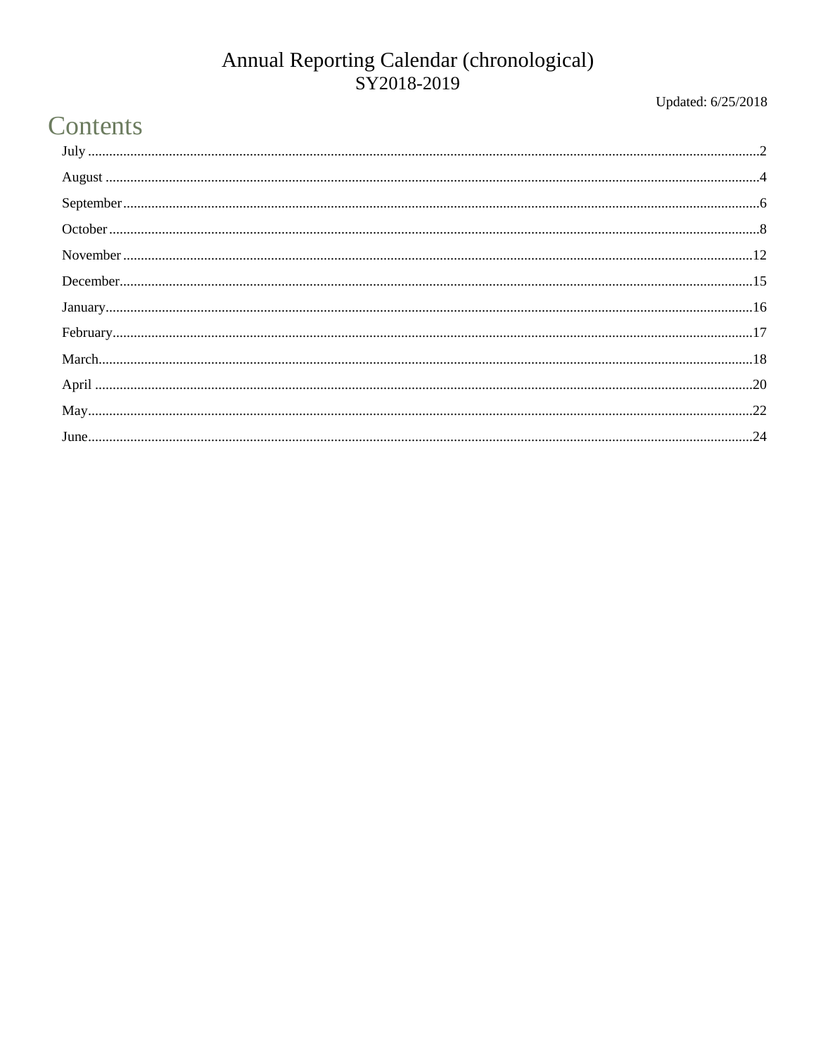# Annual Reporting Calendar (chronological)
## SY2018-2019

Updated: 6/25/2018

## Contents

- July ........ 2
- August ........ 4
- September ........ 6
- October ........ 8
- November ........ 12
- December ........ 15
- January ........ 16
- February ........ 17
- March ........ 18
- April ........ 20
- May ........ 22
- June ........ 24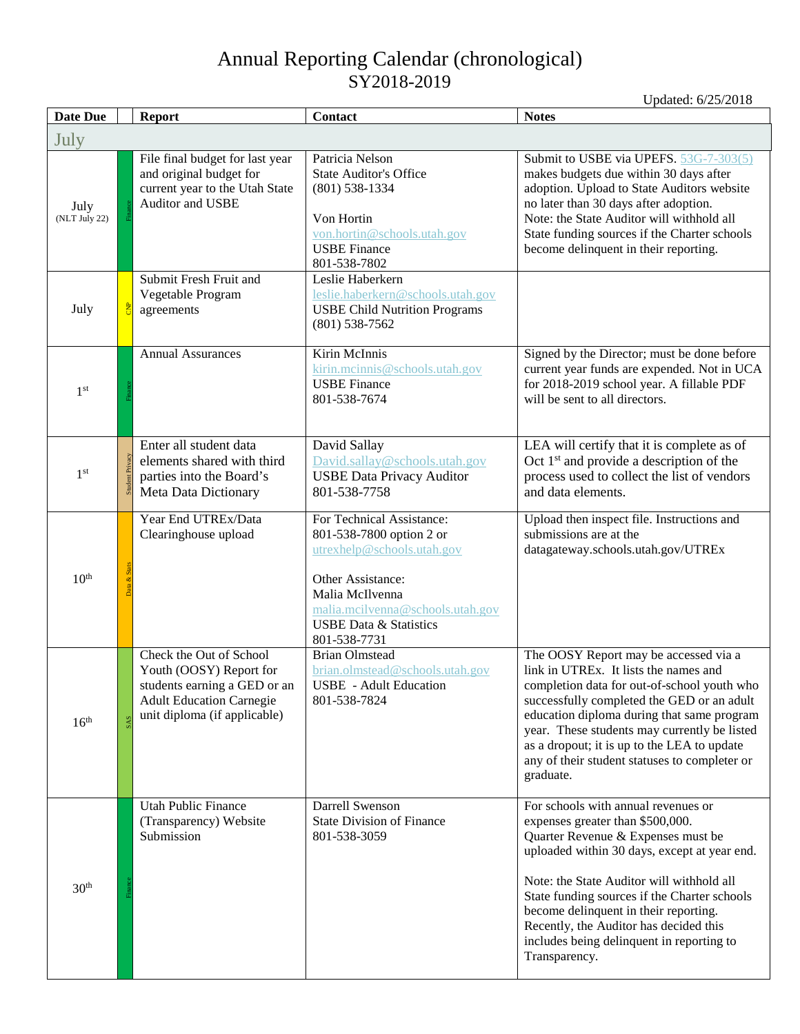# Annual Reporting Calendar (chronological)
## SY2018-2019

Updated: 6/25/2018

| Date Due | | Report | Contact | Notes |
|---|---|---|---|---|
| **July** | | | | |
| July (NLT July 22) | Finance | File final budget for last year and original budget for current year to the Utah State Auditor and USBE | Patricia Nelson<br>State Auditor's Office<br>(801) 538-1334<br><br>Von Hortin<br>von.hortin@schools.utah.gov<br>USBE Finance<br>801-538-7802 | Submit to USBE via UPEFS. 53G-7-303(5) makes budgets due within 30 days after adoption. Upload to State Auditors website no later than 30 days after adoption.<br>Note: the State Auditor will withhold all State funding sources if the Charter schools become delinquent in their reporting. |
| July | CNP | Submit Fresh Fruit and Vegetable Program agreements | Leslie Haberkern<br>leslie.haberkern@schools.utah.gov<br>USBE Child Nutrition Programs<br>(801) 538-7562 | |
| 1st | Finance | Annual Assurances | Kirin McInnis<br>kirin.mcinnis@schools.utah.gov<br>USBE Finance<br>801-538-7674 | Signed by the Director; must be done before current year funds are expended. Not in UCA for 2018-2019 school year. A fillable PDF will be sent to all directors. |
| 1st | Student Privacy | Enter all student data elements shared with third parties into the Board's Meta Data Dictionary | David Sallay<br>David.sallay@schools.utah.gov<br>USBE Data Privacy Auditor<br>801-538-7758 | LEA will certify that it is complete as of Oct 1st and provide a description of the process used to collect the list of vendors and data elements. |
| 10th | Data & Stats | Year End UTREx/Data Clearinghouse upload | For Technical Assistance:<br>801-538-7800 option 2 or<br>utrexhelp@schools.utah.gov<br><br>Other Assistance:<br>Malia McIlvenna<br>malia.mcilvenna@schools.utah.gov<br>USBE Data & Statistics<br>801-538-7731 | Upload then inspect file. Instructions and submissions are at the datagateway.schools.utah.gov/UTREx |
| 16th | SAS | Check the Out of School Youth (OOSY) Report for students earning a GED or an Adult Education Carnegie unit diploma (if applicable) | Brian Olmstead<br>brian.olmstead@schools.utah.gov<br>USBE - Adult Education<br>801-538-7824 | The OOSY Report may be accessed via a link in UTREx. It lists the names and completion data for out-of-school youth who successfully completed the GED or an adult education diploma during that same program year. These students may currently be listed as a dropout; it is up to the LEA to update any of their student statuses to completer or graduate. |
| 30th | Finance | Utah Public Finance (Transparency) Website Submission | Darrell Swenson<br>State Division of Finance<br>801-538-3059 | For schools with annual revenues or expenses greater than $500,000.<br>Quarter Revenue & Expenses must be uploaded within 30 days, except at year end.<br><br>Note: the State Auditor will withhold all State funding sources if the Charter schools become delinquent in their reporting. Recently, the Auditor has decided this includes being delinquent in reporting to Transparency. |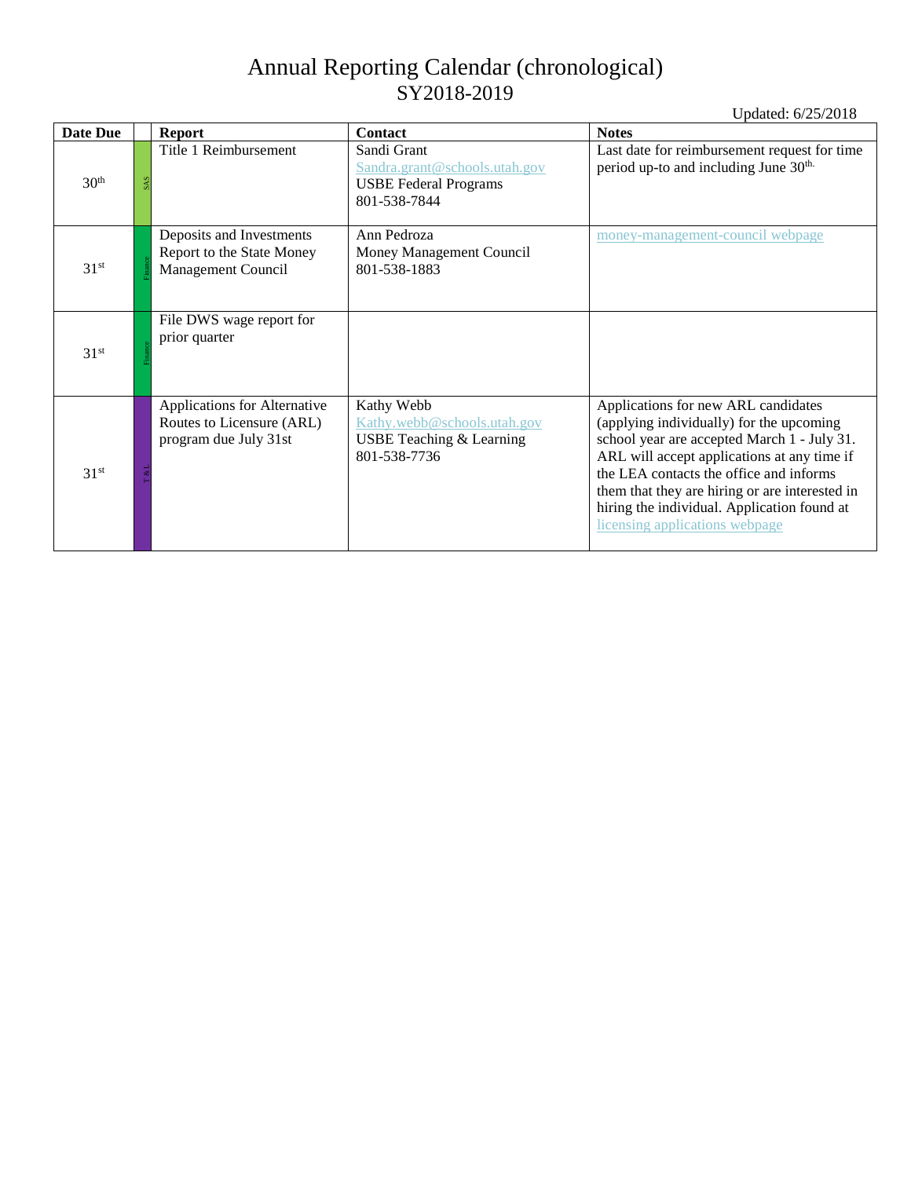# Annual Reporting Calendar (chronological)
## SY2018-2019

Updated: 6/25/2018

| Date Due | | Report | Contact | Notes |
|---|---|---|---|---|
| 30th | SAS | Title 1 Reimbursement | Sandi Grant<br>Sandra.grant@schools.utah.gov<br>USBE Federal Programs<br>801-538-7844 | Last date for reimbursement request for time period up-to and including June 30th. |
| 31st | Finance | Deposits and Investments Report to the State Money Management Council | Ann Pedroza<br>Money Management Council<br>801-538-1883 | money-management-council webpage |
| 31st | Finance | File DWS wage report for prior quarter | | |
| 31st | T & L | Applications for Alternative Routes to Licensure (ARL) program due July 31st | Kathy Webb<br>Kathy.webb@schools.utah.gov<br>USBE Teaching & Learning<br>801-538-7736 | Applications for new ARL candidates (applying individually) for the upcoming school year are accepted March 1 - July 31. ARL will accept applications at any time if the LEA contacts the office and informs them that they are hiring or are interested in hiring the individual. Application found at licensing applications webpage |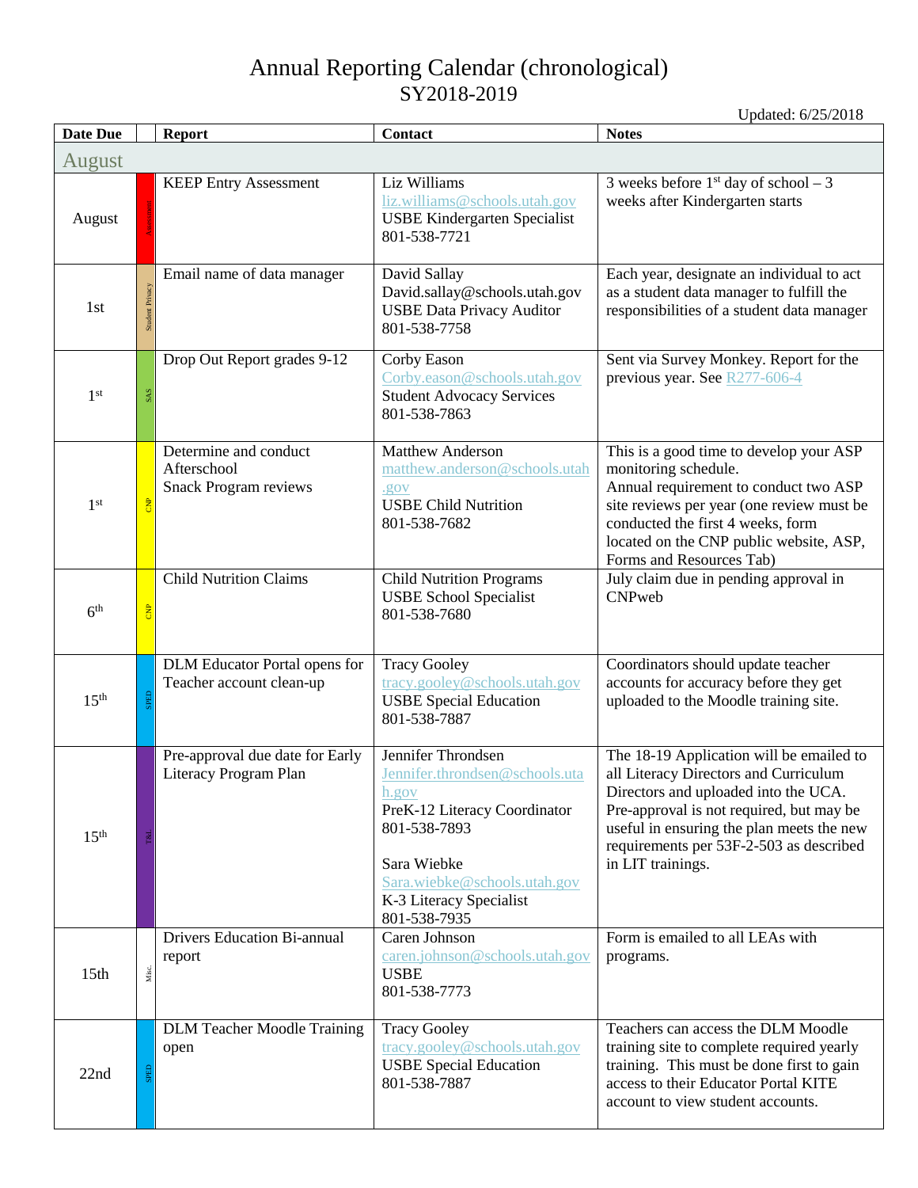# Annual Reporting Calendar (chronological)
## SY2018-2019

Updated: 6/25/2018

| Date Due | | Report | Contact | Notes |
|---|---|---|---|---|
| **August** | | | | |
| August | Assessment | KEEP Entry Assessment | Liz Williams<br>liz.williams@schools.utah.gov<br>USBE Kindergarten Specialist<br>801-538-7721 | 3 weeks before 1st day of school – 3 weeks after Kindergarten starts |
| 1st | Student Privacy | Email name of data manager | David Sallay<br>David.sallay@schools.utah.gov<br>USBE Data Privacy Auditor<br>801-538-7758 | Each year, designate an individual to act as a student data manager to fulfill the responsibilities of a student data manager |
| 1st | SAS | Drop Out Report grades 9-12 | Corby Eason<br>Corby.eason@schools.utah.gov<br>Student Advocacy Services<br>801-538-7863 | Sent via Survey Monkey. Report for the previous year. See R277-606-4 |
| 1st | CNP | Determine and conduct Afterschool Snack Program reviews | Matthew Anderson<br>matthew.anderson@schools.utah.gov<br>USBE Child Nutrition<br>801-538-7682 | This is a good time to develop your ASP monitoring schedule.<br>Annual requirement to conduct two ASP site reviews per year (one review must be conducted the first 4 weeks, form located on the CNP public website, ASP, Forms and Resources Tab) |
| 6th | CNP | Child Nutrition Claims | Child Nutrition Programs<br>USBE School Specialist<br>801-538-7680 | July claim due in pending approval in CNPweb |
| 15th | SPED | DLM Educator Portal opens for Teacher account clean-up | Tracy Gooley<br>tracy.gooley@schools.utah.gov<br>USBE Special Education<br>801-538-7887 | Coordinators should update teacher accounts for accuracy before they get uploaded to the Moodle training site. |
| 15th | T&L | Pre-approval due date for Early Literacy Program Plan | Jennifer Throndsen<br>Jennifer.throndsen@schools.utah.gov<br>PreK-12 Literacy Coordinator<br>801-538-7893<br><br>Sara Wiebke<br>Sara.wiebke@schools.utah.gov<br>K-3 Literacy Specialist<br>801-538-7935 | The 18-19 Application will be emailed to all Literacy Directors and Curriculum Directors and uploaded into the UCA. Pre-approval is not required, but may be useful in ensuring the plan meets the new requirements per 53F-2-503 as described in LIT trainings. |
| 15th | Misc. | Drivers Education Bi-annual report | Caren Johnson<br>caren.johnson@schools.utah.gov<br>USBE<br>801-538-7773 | Form is emailed to all LEAs with programs. |
| 22nd | SPED | DLM Teacher Moodle Training open | Tracy Gooley<br>tracy.gooley@schools.utah.gov<br>USBE Special Education<br>801-538-7887 | Teachers can access the DLM Moodle training site to complete required yearly training. This must be done first to gain access to their Educator Portal KITE account to view student accounts. |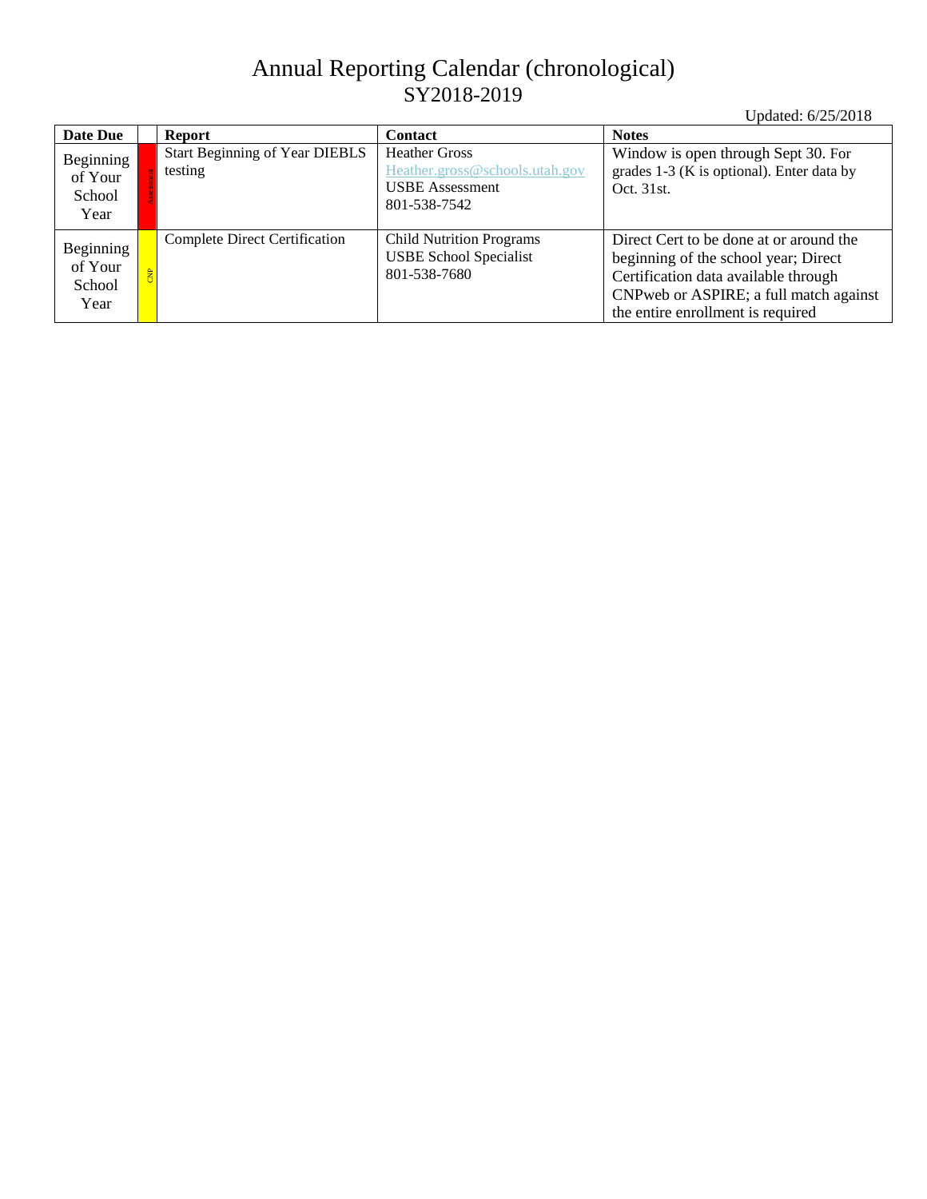# Annual Reporting Calendar (chronological)
## SY2018-2019

Updated: 6/25/2018

| Date Due | | Report | Contact | Notes |
|---|---|---|---|---|
| Beginning of Your School Year | Assessment | Start Beginning of Year DIEBLS testing | Heather Gross<br>Heather.gross@schools.utah.gov<br>USBE Assessment<br>801-538-7542 | Window is open through Sept 30. For grades 1-3 (K is optional). Enter data by Oct. 31st. |
| Beginning of Your School Year | CNP | Complete Direct Certification | Child Nutrition Programs<br>USBE School Specialist<br>801-538-7680 | Direct Cert to be done at or around the beginning of the school year; Direct Certification data available through CNPweb or ASPIRE; a full match against the entire enrollment is required |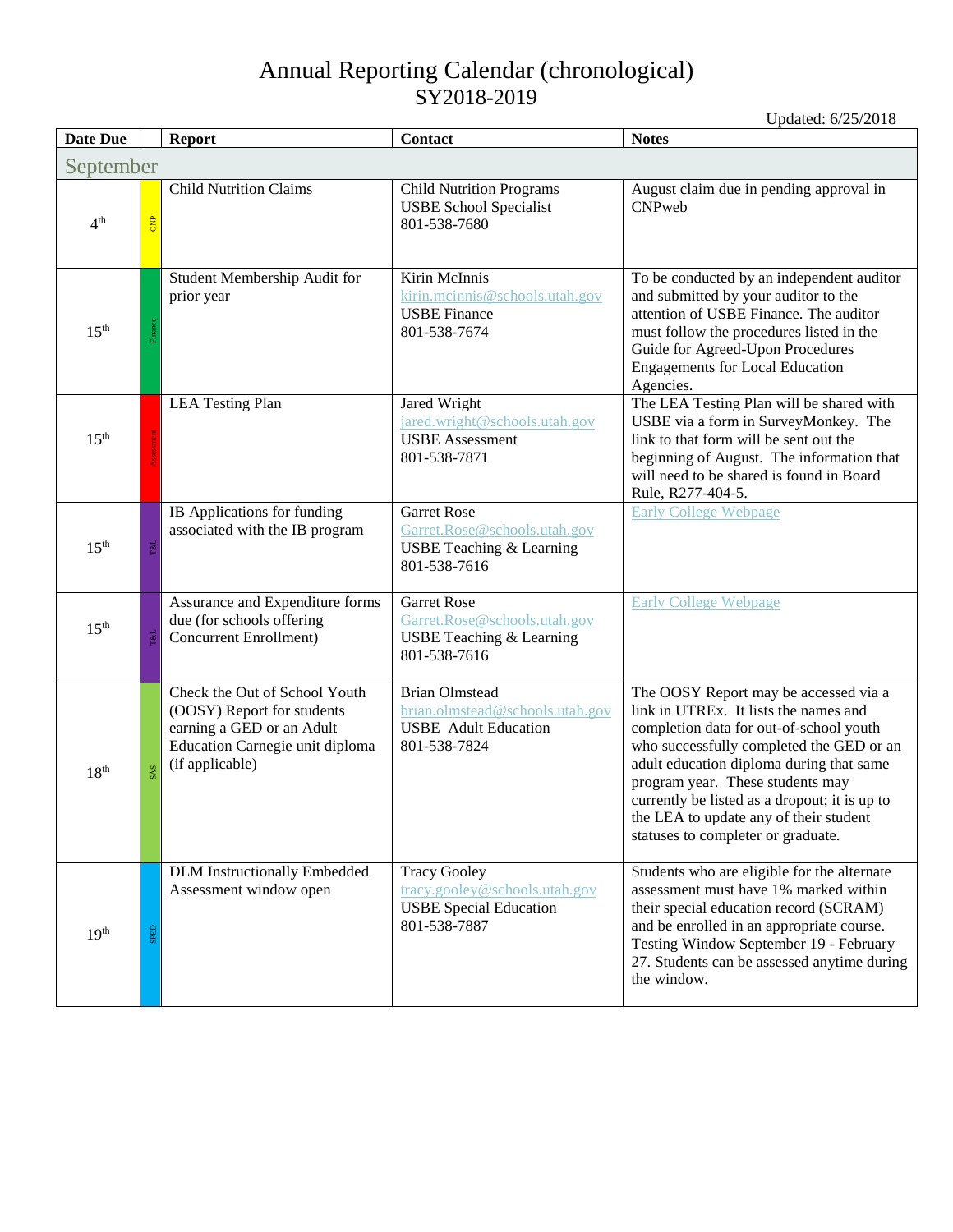# Annual Reporting Calendar (chronological)
## SY2018-2019

Updated: 6/25/2018

| Date Due | | Report | Contact | Notes |
|---|---|---|---|---|
| **September** | | | | |
| 4th | CNP | Child Nutrition Claims | Child Nutrition Programs<br>USBE School Specialist<br>801-538-7680 | August claim due in pending approval in CNPweb |
| 15th | Finance | Student Membership Audit for prior year | Kirin McInnis<br>kirin.mcinnis@schools.utah.gov<br>USBE Finance<br>801-538-7674 | To be conducted by an independent auditor and submitted by your auditor to the attention of USBE Finance. The auditor must follow the procedures listed in the Guide for Agreed-Upon Procedures Engagements for Local Education Agencies. |
| 15th | Assessment | LEA Testing Plan | Jared Wright<br>jared.wright@schools.utah.gov<br>USBE Assessment<br>801-538-7871 | The LEA Testing Plan will be shared with USBE via a form in SurveyMonkey. The link to that form will be sent out the beginning of August. The information that will need to be shared is found in Board Rule, R277-404-5. |
| 15th | T&L | IB Applications for funding associated with the IB program | Garret Rose<br>Garret.Rose@schools.utah.gov<br>USBE Teaching & Learning<br>801-538-7616 | Early College Webpage |
| 15th | T&L | Assurance and Expenditure forms due (for schools offering Concurrent Enrollment) | Garret Rose<br>Garret.Rose@schools.utah.gov<br>USBE Teaching & Learning<br>801-538-7616 | Early College Webpage |
| 18th | SAS | Check the Out of School Youth (OOSY) Report for students earning a GED or an Adult Education Carnegie unit diploma (if applicable) | Brian Olmstead<br>brian.olmstead@schools.utah.gov<br>USBE Adult Education<br>801-538-7824 | The OOSY Report may be accessed via a link in UTREx. It lists the names and completion data for out-of-school youth who successfully completed the GED or an adult education diploma during that same program year. These students may currently be listed as a dropout; it is up to the LEA to update any of their student statuses to completer or graduate. |
| 19th | SPED | DLM Instructionally Embedded Assessment window open | Tracy Gooley<br>tracy.gooley@schools.utah.gov<br>USBE Special Education<br>801-538-7887 | Students who are eligible for the alternate assessment must have 1% marked within their special education record (SCRAM) and be enrolled in an appropriate course. Testing Window September 19 - February 27. Students can be assessed anytime during the window. |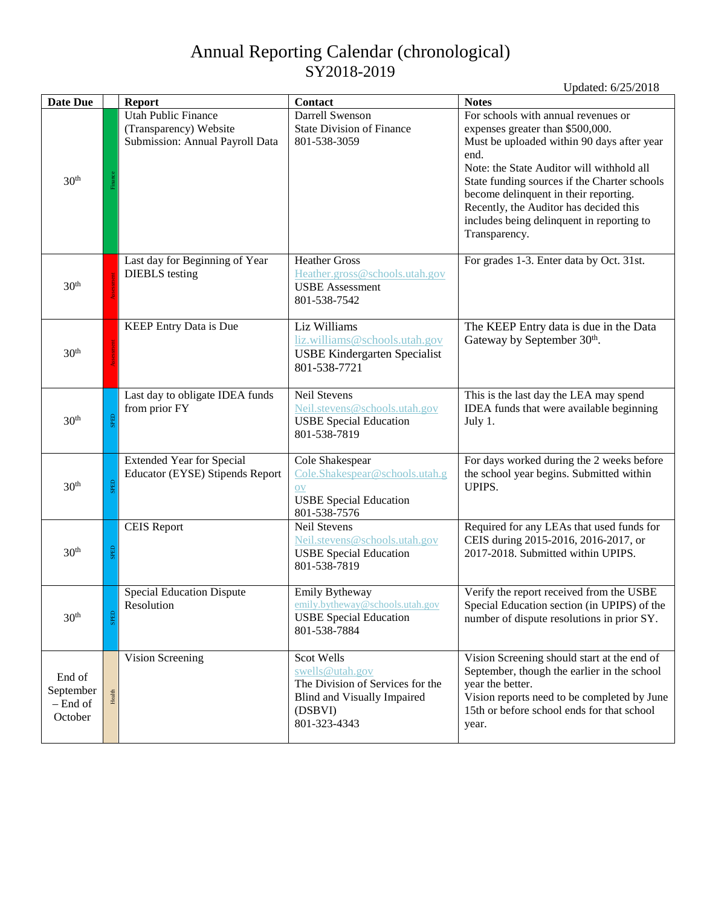# Annual Reporting Calendar (chronological)
## SY2018-2019

Updated: 6/25/2018

| Date Due | | Report | Contact | Notes |
|---|---|---|---|---|
| 30th | Finance | Utah Public Finance (Transparency) Website Submission: Annual Payroll Data | Darrell Swenson<br>State Division of Finance<br>801-538-3059 | For schools with annual revenues or expenses greater than $500,000.<br>Must be uploaded within 90 days after year end.<br>Note: the State Auditor will withhold all State funding sources if the Charter schools become delinquent in their reporting. Recently, the Auditor has decided this includes being delinquent in reporting to Transparency. |
| 30th | Assessment | Last day for Beginning of Year DIEBLS testing | Heather Gross<br>Heather.gross@schools.utah.gov<br>USBE Assessment<br>801-538-7542 | For grades 1-3. Enter data by Oct. 31st. |
| 30th | Assessment | KEEP Entry Data is Due | Liz Williams<br>liz.williams@schools.utah.gov<br>USBE Kindergarten Specialist<br>801-538-7721 | The KEEP Entry data is due in the Data Gateway by September 30th. |
| 30th | SPED | Last day to obligate IDEA funds from prior FY | Neil Stevens<br>Neil.stevens@schools.utah.gov<br>USBE Special Education<br>801-538-7819 | This is the last day the LEA may spend IDEA funds that were available beginning July 1. |
| 30th | SPED | Extended Year for Special Educator (EYSE) Stipends Report | Cole Shakespear<br>Cole.Shakespear@schools.utah.gov<br>USBE Special Education<br>801-538-7576 | For days worked during the 2 weeks before the school year begins. Submitted within UPIPS. |
| 30th | SPED | CEIS Report | Neil Stevens<br>Neil.stevens@schools.utah.gov<br>USBE Special Education<br>801-538-7819 | Required for any LEAs that used funds for CEIS during 2015-2016, 2016-2017, or 2017-2018. Submitted within UPIPS. |
| 30th | SPED | Special Education Dispute Resolution | Emily Bytheway<br>emily.bytheway@schools.utah.gov<br>USBE Special Education<br>801-538-7884 | Verify the report received from the USBE Special Education section (in UPIPS) of the number of dispute resolutions in prior SY. |
| End of September – End of October | Health | Vision Screening | Scot Wells<br>swells@utah.gov<br>The Division of Services for the Blind and Visually Impaired (DSBVI)<br>801-323-4343 | Vision Screening should start at the end of September, though the earlier in the school year the better.<br>Vision reports need to be completed by June 15th or before school ends for that school year. |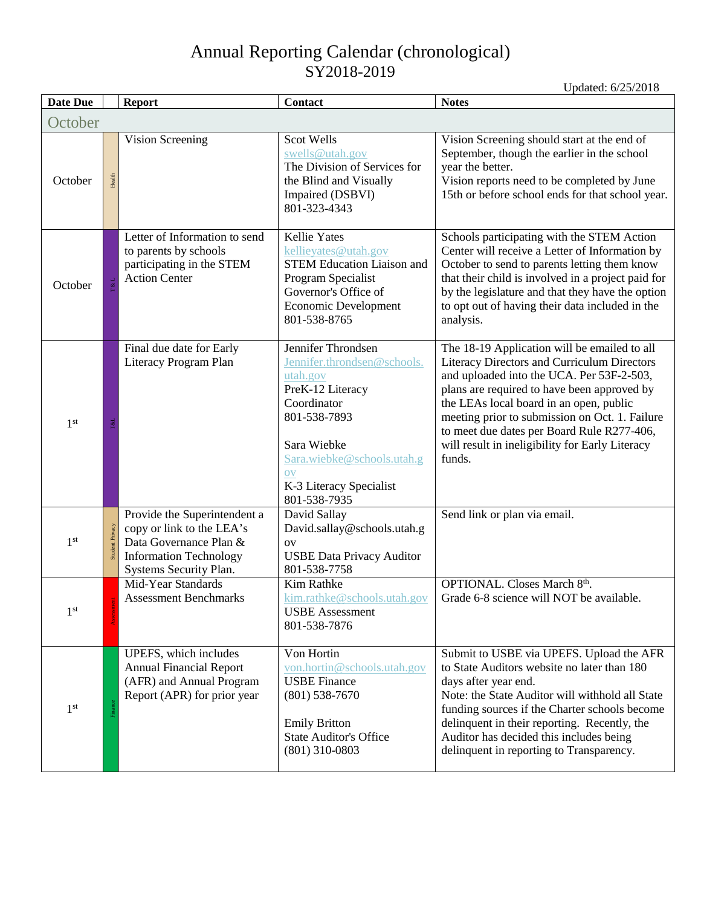# Annual Reporting Calendar (chronological)
## SY2018-2019

Updated: 6/25/2018

| Date Due | | Report | Contact | Notes |
|---|---|---|---|---|
| **October** | | | | |
| October | Health | Vision Screening | Scot Wells<br>swells@utah.gov<br>The Division of Services for the Blind and Visually Impaired (DSBVI)<br>801-323-4343 | Vision Screening should start at the end of September, though the earlier in the school year the better.<br>Vision reports need to be completed by June 15th or before school ends for that school year. |
| October | T & L | Letter of Information to send to parents by schools participating in the STEM Action Center | Kellie Yates<br>kellieyates@utah.gov<br>STEM Education Liaison and Program Specialist<br>Governor's Office of Economic Development<br>801-538-8765 | Schools participating with the STEM Action Center will receive a Letter of Information by October to send to parents letting them know that their child is involved in a project paid for by the legislature and that they have the option to opt out of having their data included in the analysis. |
| 1st | T&L | Final due date for Early Literacy Program Plan | Jennifer Throndsen<br>Jennifer.throndsen@schools.utah.gov<br>PreK-12 Literacy Coordinator<br>801-538-7893<br><br>Sara Wiebke<br>Sara.wiebke@schools.utah.gov<br>K-3 Literacy Specialist<br>801-538-7935 | The 18-19 Application will be emailed to all Literacy Directors and Curriculum Directors and uploaded into the UCA. Per 53F-2-503, plans are required to have been approved by the LEAs local board in an open, public meeting prior to submission on Oct. 1. Failure to meet due dates per Board Rule R277-406, will result in ineligibility for Early Literacy funds. |
| 1st | Student Privacy | Provide the Superintendent a copy or link to the LEA's Data Governance Plan & Information Technology Systems Security Plan. | David Sallay<br>David.sallay@schools.utah.gov<br>USBE Data Privacy Auditor<br>801-538-7758 | Send link or plan via email. |
| 1st | Assessment | Mid-Year Standards Assessment Benchmarks | Kim Rathke<br>kim.rathke@schools.utah.gov<br>USBE Assessment<br>801-538-7876 | OPTIONAL. Closes March 8th.<br>Grade 6-8 science will NOT be available. |
| 1st | Finance | UPEFS, which includes Annual Financial Report (AFR) and Annual Program Report (APR) for prior year | Von Hortin<br>von.hortin@schools.utah.gov<br>USBE Finance<br>(801) 538-7670<br><br>Emily Britton<br>State Auditor's Office<br>(801) 310-0803 | Submit to USBE via UPEFS. Upload the AFR to State Auditors website no later than 180 days after year end.<br>Note: the State Auditor will withhold all State funding sources if the Charter schools become delinquent in their reporting. Recently, the Auditor has decided this includes being delinquent in reporting to Transparency. |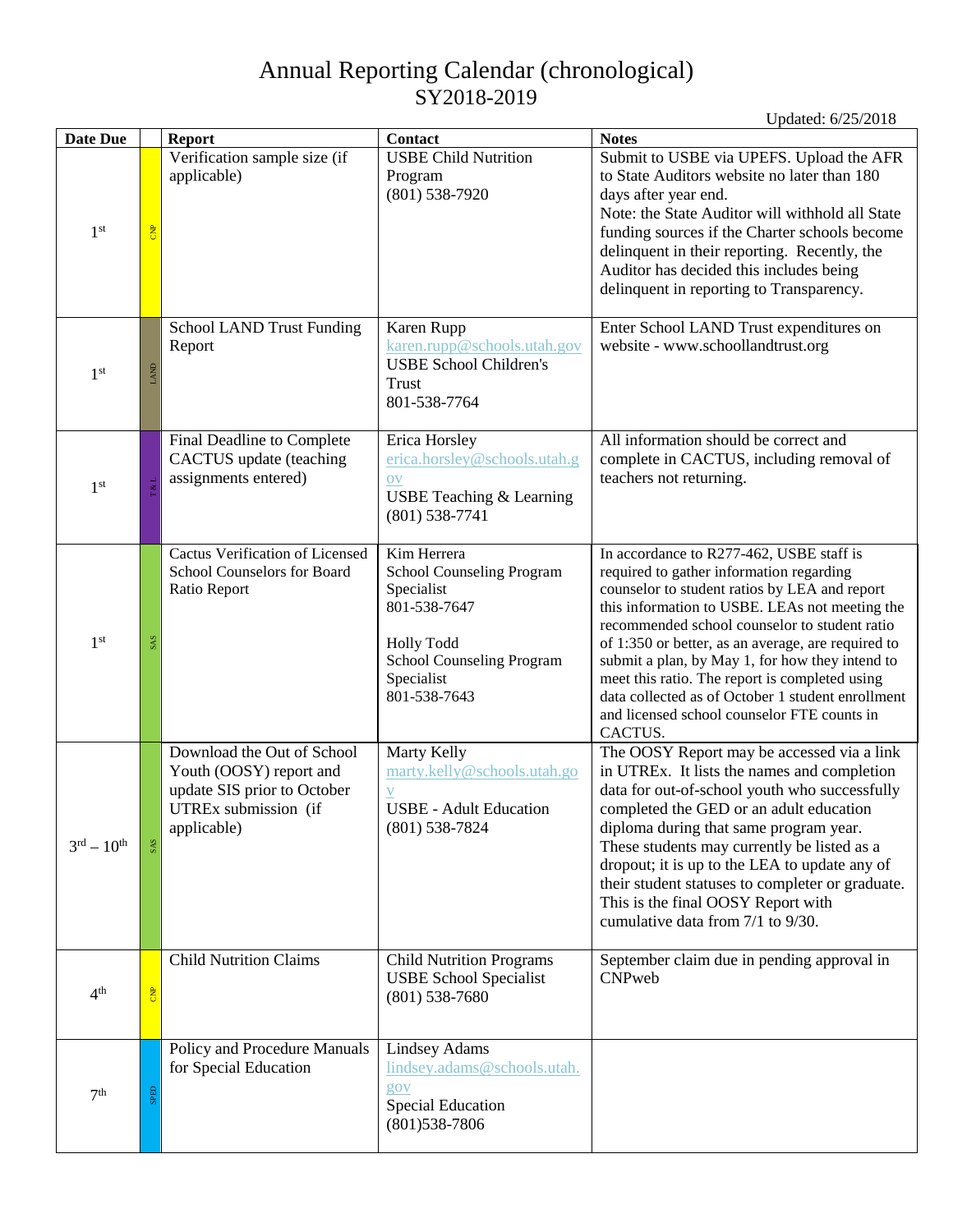# Annual Reporting Calendar (chronological)
## SY2018-2019

Updated: 6/25/2018

| Date Due | | Report | Contact | Notes |
|---|---|---|---|---|
| 1st | CNP | Verification sample size (if applicable) | USBE Child Nutrition Program<br>(801) 538-7920 | Submit to USBE via UPEFS. Upload the AFR to State Auditors website no later than 180 days after year end.<br>Note: the State Auditor will withhold all State funding sources if the Charter schools become delinquent in their reporting. Recently, the Auditor has decided this includes being delinquent in reporting to Transparency. |
| 1st | LAND | School LAND Trust Funding Report | Karen Rupp<br>karen.rupp@schools.utah.gov<br>USBE School Children's Trust<br>801-538-7764 | Enter School LAND Trust expenditures on website - www.schoollandtrust.org |
| 1st | T & L | Final Deadline to Complete CACTUS update (teaching assignments entered) | Erica Horsley<br>erica.horsley@schools.utah.gov<br>USBE Teaching & Learning<br>(801) 538-7741 | All information should be correct and complete in CACTUS, including removal of teachers not returning. |
| 1st | SAS | Cactus Verification of Licensed School Counselors for Board Ratio Report | Kim Herrera<br>School Counseling Program Specialist<br>801-538-7647<br><br>Holly Todd<br>School Counseling Program Specialist<br>801-538-7643 | In accordance to R277-462, USBE staff is required to gather information regarding counselor to student ratios by LEA and report this information to USBE. LEAs not meeting the recommended school counselor to student ratio of 1:350 or better, as an average, are required to submit a plan, by May 1, for how they intend to meet this ratio. The report is completed using data collected as of October 1 student enrollment and licensed school counselor FTE counts in CACTUS. |
| 3rd – 10th | SAS | Download the Out of School Youth (OOSY) report and update SIS prior to October UTREx submission (if applicable) | Marty Kelly<br>marty.kelly@schools.utah.gov<br>USBE - Adult Education<br>(801) 538-7824 | The OOSY Report may be accessed via a link in UTREx. It lists the names and completion data for out-of-school youth who successfully completed the GED or an adult education diploma during that same program year. These students may currently be listed as a dropout; it is up to the LEA to update any of their student statuses to completer or graduate. This is the final OOSY Report with cumulative data from 7/1 to 9/30. |
| 4th | CNP | Child Nutrition Claims | Child Nutrition Programs<br>USBE School Specialist<br>(801) 538-7680 | September claim due in pending approval in CNPweb |
| 7th | SPED | Policy and Procedure Manuals for Special Education | Lindsey Adams<br>lindsey.adams@schools.utah.gov<br>Special Education<br>(801)538-7806 | |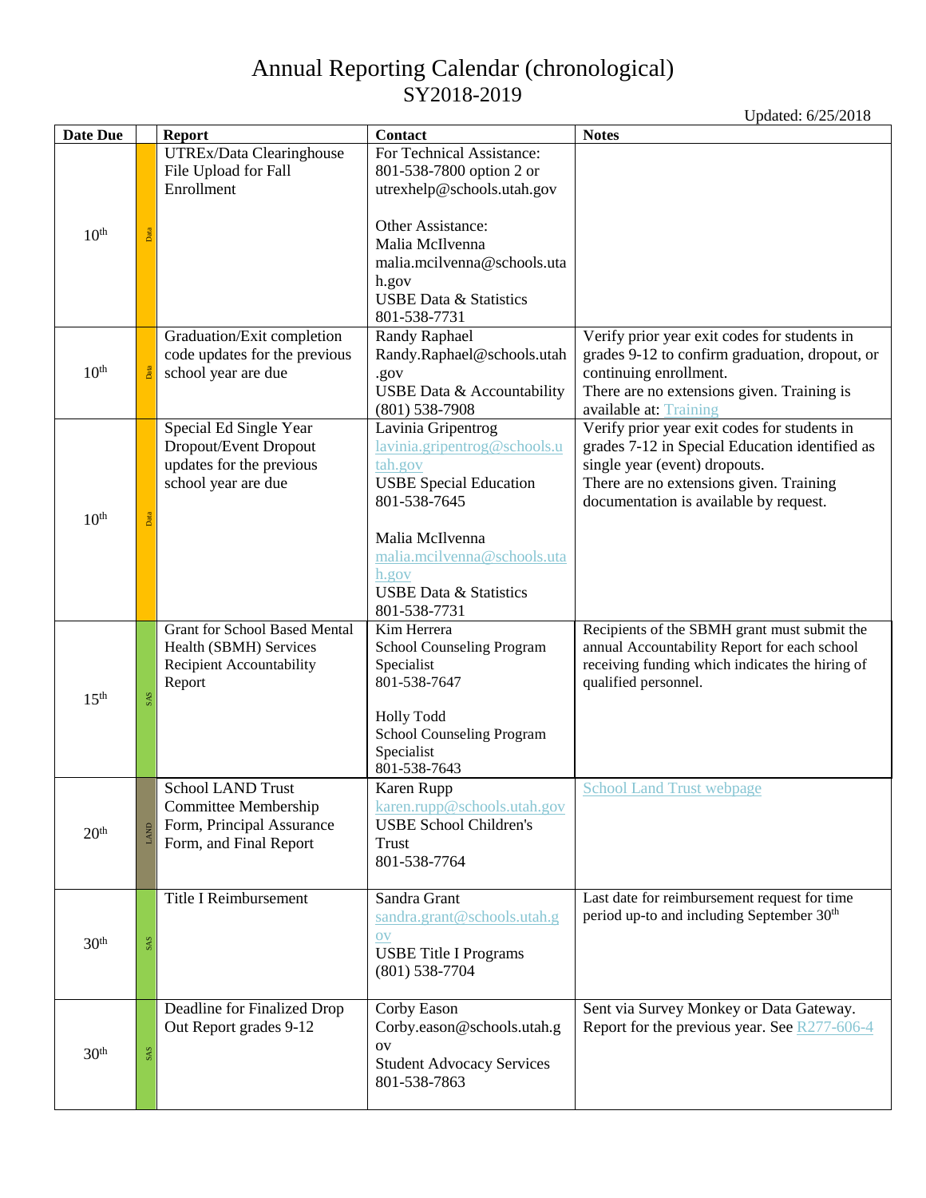# Annual Reporting Calendar (chronological)
## SY2018-2019

Updated: 6/25/2018

| Date Due | | Report | Contact | Notes |
|---|---|---|---|---|
| 10th | Data | UTREx/Data Clearinghouse File Upload for Fall Enrollment | For Technical Assistance: 801-538-7800 option 2 or utrexhelp@schools.utah.gov<br><br>Other Assistance:<br>Malia McIlvenna<br>malia.mcilvenna@schools.utah.gov<br>USBE Data & Statistics<br>801-538-7731 | |
| 10th | Data | Graduation/Exit completion code updates for the previous school year are due | Randy Raphael<br>Randy.Raphael@schools.utah.gov<br>USBE Data & Accountability<br>(801) 538-7908 | Verify prior year exit codes for students in grades 9-12 to confirm graduation, dropout, or continuing enrollment.<br>There are no extensions given. Training is available at: Training |
| 10th | Data | Special Ed Single Year Dropout/Event Dropout updates for the previous school year are due | Lavinia Gripentrog<br>lavinia.gripentrog@schools.utah.gov<br>USBE Special Education<br>801-538-7645<br><br>Malia McIlvenna<br>malia.mcilvenna@schools.utah.gov<br>USBE Data & Statistics<br>801-538-7731 | Verify prior year exit codes for students in grades 7-12 in Special Education identified as single year (event) dropouts.<br>There are no extensions given. Training documentation is available by request. |
| 15th | SAS | Grant for School Based Mental Health (SBMH) Services Recipient Accountability Report | Kim Herrera<br>School Counseling Program Specialist<br>801-538-7647<br><br>Holly Todd<br>School Counseling Program Specialist<br>801-538-7643 | Recipients of the SBMH grant must submit the annual Accountability Report for each school receiving funding which indicates the hiring of qualified personnel. |
| 20th | LAND | School LAND Trust Committee Membership Form, Principal Assurance Form, and Final Report | Karen Rupp<br>karen.rupp@schools.utah.gov<br>USBE School Children's Trust<br>801-538-7764 | School Land Trust webpage |
| 30th | SAS | Title I Reimbursement | Sandra Grant<br>sandra.grant@schools.utah.gov<br>USBE Title I Programs<br>(801) 538-7704 | Last date for reimbursement request for time period up-to and including September 30th |
| 30th | SAS | Deadline for Finalized Drop Out Report grades 9-12 | Corby Eason<br>Corby.eason@schools.utah.gov<br>Student Advocacy Services<br>801-538-7863 | Sent via Survey Monkey or Data Gateway. Report for the previous year. See R277-606-4 |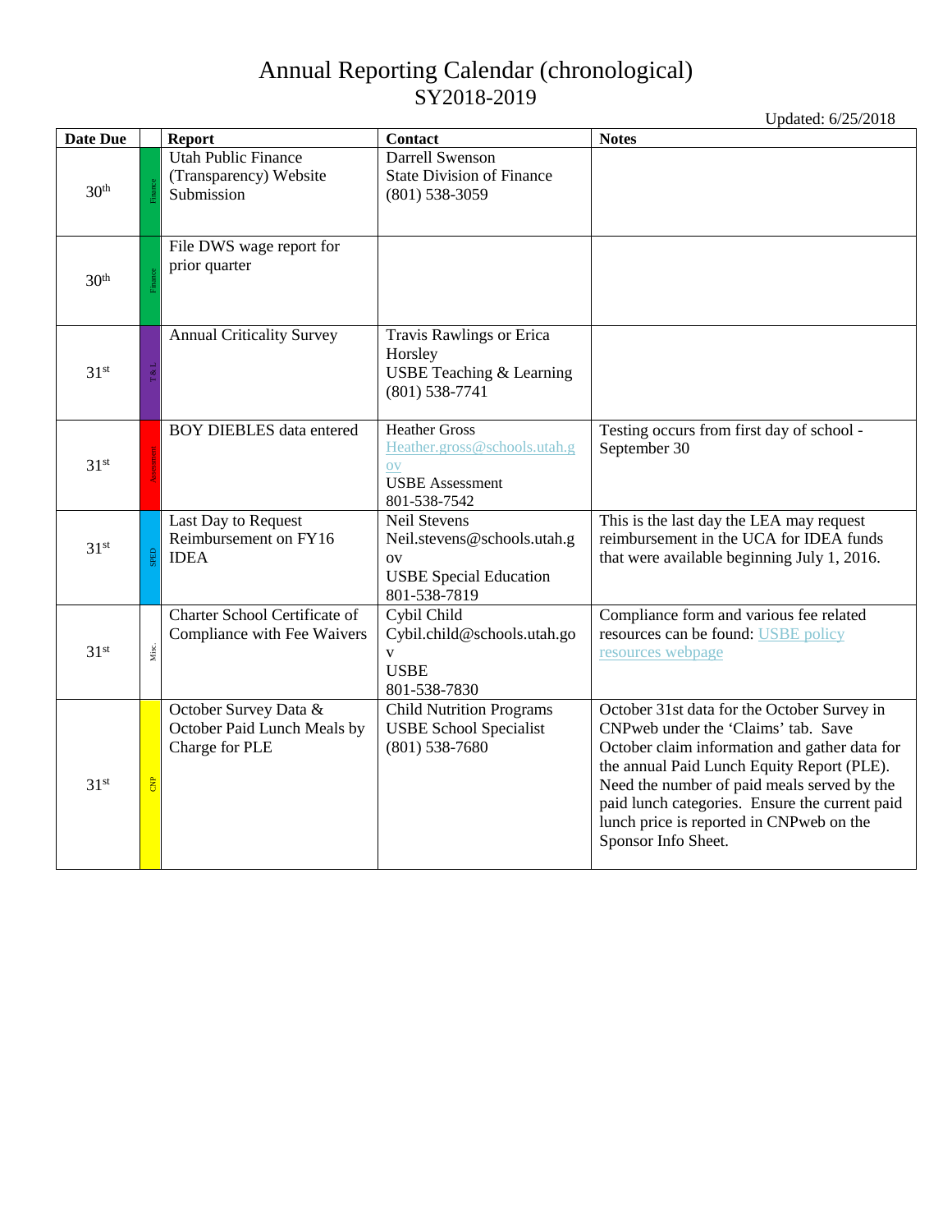# Annual Reporting Calendar (chronological)
## SY2018-2019

Updated: 6/25/2018

| Date Due | | Report | Contact | Notes |
|---|---|---|---|---|
| 30th | Finance | Utah Public Finance (Transparency) Website Submission | Darrell Swenson<br>State Division of Finance<br>(801) 538-3059 | |
| 30th | Finance | File DWS wage report for prior quarter | | |
| 31st | T & L | Annual Criticality Survey | Travis Rawlings or Erica Horsley<br>USBE Teaching & Learning<br>(801) 538-7741 | |
| 31st | Assessment | BOY DIEBLES data entered | Heather Gross<br>Heather.gross@schools.utah.gov<br>USBE Assessment<br>801-538-7542 | Testing occurs from first day of school - September 30 |
| 31st | SPED | Last Day to Request Reimbursement on FY16 IDEA | Neil Stevens<br>Neil.stevens@schools.utah.gov<br>USBE Special Education<br>801-538-7819 | This is the last day the LEA may request reimbursement in the UCA for IDEA funds that were available beginning July 1, 2016. |
| 31st | Misc. | Charter School Certificate of Compliance with Fee Waivers | Cybil Child<br>Cybil.child@schools.utah.gov<br>USBE<br>801-538-7830 | Compliance form and various fee related resources can be found: USBE policy resources webpage |
| 31st | CNP | October Survey Data & October Paid Lunch Meals by Charge for PLE | Child Nutrition Programs<br>USBE School Specialist<br>(801) 538-7680 | October 31st data for the October Survey in CNPweb under the 'Claims' tab. Save October claim information and gather data for the annual Paid Lunch Equity Report (PLE). Need the number of paid meals served by the paid lunch categories. Ensure the current paid lunch price is reported in CNPweb on the Sponsor Info Sheet. |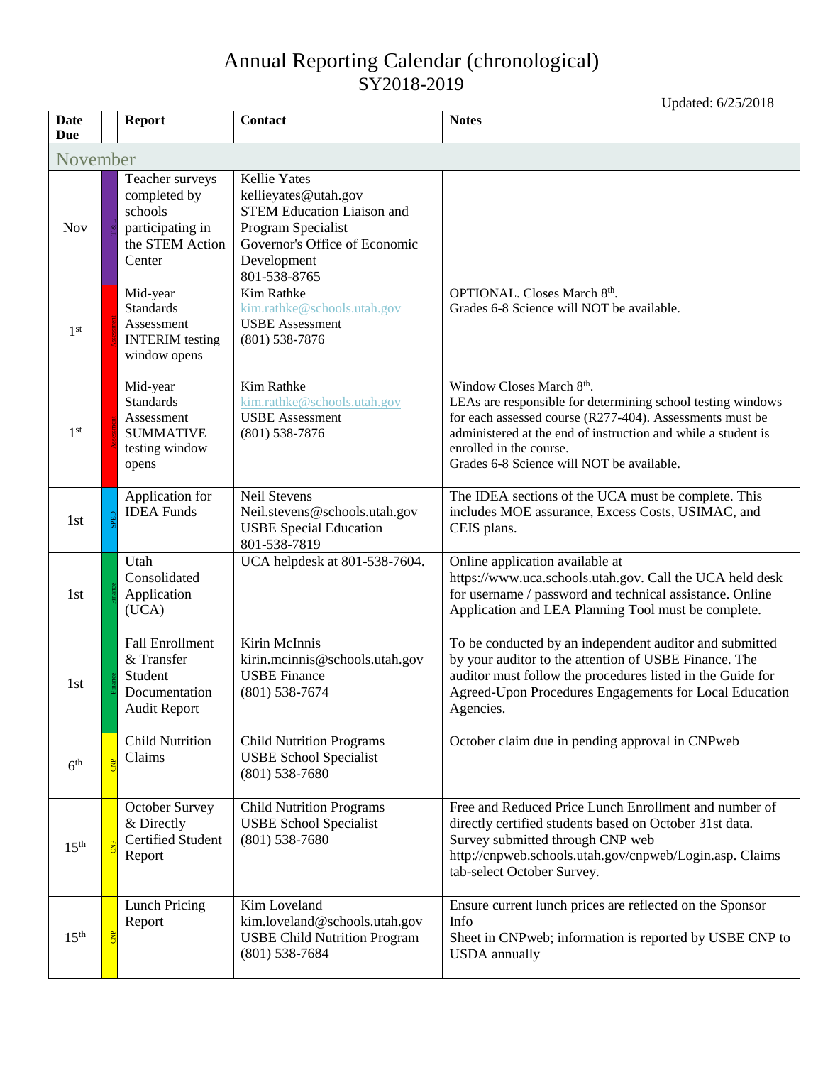# Annual Reporting Calendar (chronological)
## SY2018-2019

Updated: 6/25/2018

| Date Due | | Report | Contact | Notes |
|---|---|---|---|---|
| **November** | | | | |
| Nov | T & L | Teacher surveys completed by schools participating in the STEM Action Center | Kellie Yates<br>kellieyates@utah.gov<br>STEM Education Liaison and Program Specialist<br>Governor's Office of Economic Development<br>801-538-8765 | |
| 1st | Assessment | Mid-year Standards Assessment INTERIM testing window opens | Kim Rathke<br>kim.rathke@schools.utah.gov<br>USBE Assessment<br>(801) 538-7876 | OPTIONAL. Closes March 8th.<br>Grades 6-8 Science will NOT be available. |
| 1st | Assessment | Mid-year Standards Assessment SUMMATIVE testing window opens | Kim Rathke<br>kim.rathke@schools.utah.gov<br>USBE Assessment<br>(801) 538-7876 | Window Closes March 8th.<br>LEAs are responsible for determining school testing windows for each assessed course (R277-404). Assessments must be administered at the end of instruction and while a student is enrolled in the course.<br>Grades 6-8 Science will NOT be available. |
| 1st | SPED | Application for IDEA Funds | Neil Stevens<br>Neil.stevens@schools.utah.gov<br>USBE Special Education<br>801-538-7819 | The IDEA sections of the UCA must be complete. This includes MOE assurance, Excess Costs, USIMAC, and CEIS plans. |
| 1st | Finance | Utah Consolidated Application (UCA) | UCA helpdesk at 801-538-7604. | Online application available at https://www.uca.schools.utah.gov. Call the UCA held desk for username / password and technical assistance. Online Application and LEA Planning Tool must be complete. |
| 1st | Finance | Fall Enrollment & Transfer Student Documentation Audit Report | Kirin McInnis<br>kirin.mcinnis@schools.utah.gov<br>USBE Finance<br>(801) 538-7674 | To be conducted by an independent auditor and submitted by your auditor to the attention of USBE Finance. The auditor must follow the procedures listed in the Guide for Agreed-Upon Procedures Engagements for Local Education Agencies. |
| 6th | CNP | Child Nutrition Claims | Child Nutrition Programs<br>USBE School Specialist<br>(801) 538-7680 | October claim due in pending approval in CNPweb |
| 15th | CNP | October Survey & Directly Certified Student Report | Child Nutrition Programs<br>USBE School Specialist<br>(801) 538-7680 | Free and Reduced Price Lunch Enrollment and number of directly certified students based on October 31st data. Survey submitted through CNP web http://cnpweb.schools.utah.gov/cnpweb/Login.asp. Claims tab-select October Survey. |
| 15th | CNP | Lunch Pricing Report | Kim Loveland<br>kim.loveland@schools.utah.gov<br>USBE Child Nutrition Program<br>(801) 538-7684 | Ensure current lunch prices are reflected on the Sponsor Info<br>Sheet in CNPweb; information is reported by USBE CNP to USDA annually |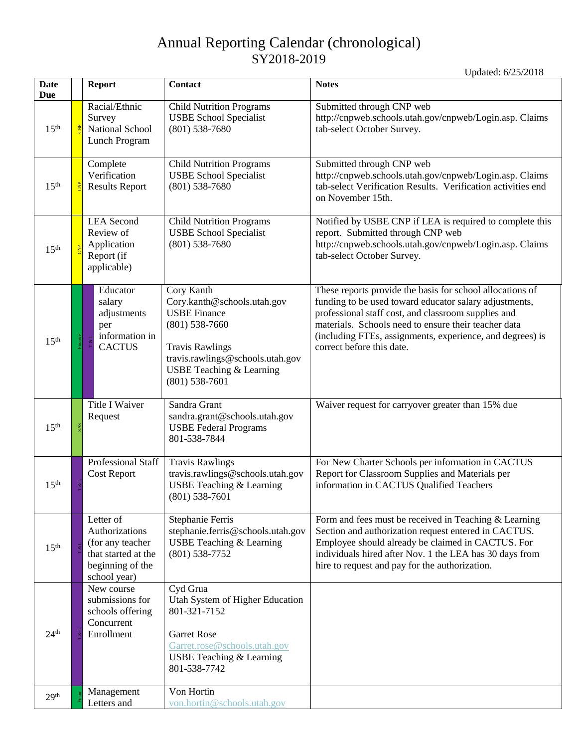# Annual Reporting Calendar (chronological)
## SY2018-2019

Updated: 6/25/2018

| Date Due | | Report | Contact | Notes |
|---|---|---|---|---|
| 15th | CNP | Racial/Ethnic Survey National School Lunch Program | Child Nutrition Programs USBE School Specialist (801) 538-7680 | Submitted through CNP web http://cnpweb.schools.utah.gov/cnpweb/Login.asp. Claims tab-select October Survey. |
| 15th | CNP | Complete Verification Results Report | Child Nutrition Programs USBE School Specialist (801) 538-7680 | Submitted through CNP web http://cnpweb.schools.utah.gov/cnpweb/Login.asp. Claims tab-select Verification Results. Verification activities end on November 15th. |
| 15th | CNP | LEA Second Review of Application Report (if applicable) | Child Nutrition Programs USBE School Specialist (801) 538-7680 | Notified by USBE CNP if LEA is required to complete this report. Submitted through CNP web http://cnpweb.schools.utah.gov/cnpweb/Login.asp. Claims tab-select October Survey. |
| 15th | Finance, T & L | Educator salary adjustments per information in CACTUS | Cory Kanth Cory.kanth@schools.utah.gov USBE Finance (801) 538-7660<br><br>Travis Rawlings travis.rawlings@schools.utah.gov USBE Teaching & Learning (801) 538-7601 | These reports provide the basis for school allocations of funding to be used toward educator salary adjustments, professional staff cost, and classroom supplies and materials. Schools need to ensure their teacher data (including FTEs, assignments, experience, and degrees) is correct before this date. |
| 15th | SAS | Title I Waiver Request | Sandra Grant sandra.grant@schools.utah.gov USBE Federal Programs 801-538-7844 | Waiver request for carryover greater than 15% due |
| 15th | T & L | Professional Staff Cost Report | Travis Rawlings travis.rawlings@schools.utah.gov USBE Teaching & Learning (801) 538-7601 | For New Charter Schools per information in CACTUS Report for Classroom Supplies and Materials per information in CACTUS Qualified Teachers |
| 15th | T & L | Letter of Authorizations (for any teacher that started at the beginning of the school year) | Stephanie Ferris stephanie.ferris@schools.utah.gov USBE Teaching & Learning (801) 538-7752 | Form and fees must be received in Teaching & Learning Section and authorization request entered in CACTUS. Employee should already be claimed in CACTUS. For individuals hired after Nov. 1 the LEA has 30 days from hire to request and pay for the authorization. |
| 24th | T & L | New course submissions for schools offering Concurrent Enrollment | Cyd Grua Utah System of Higher Education 801-321-7152<br><br>Garret Rose Garret.rose@schools.utah.gov USBE Teaching & Learning 801-538-7742 | |
| 29th | Finan | Management Letters and | Von Hortin von.hortin@schools.utah.gov | |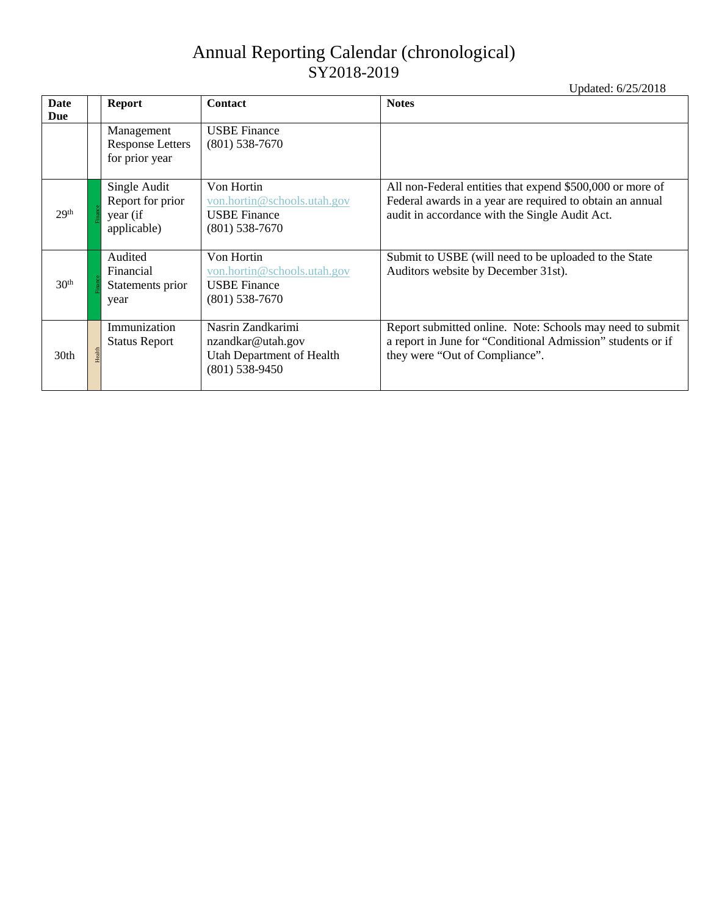# Annual Reporting Calendar (chronological)

## SY2018-2019

Updated: 6/25/2018

| Date Due | | Report | Contact | Notes |
|---|---|---|---|---|
| | | Management Response Letters for prior year | USBE Finance<br>(801) 538-7670 | |
| 29th | Finance | Single Audit Report for prior year (if applicable) | Von Hortin<br>von.hortin@schools.utah.gov<br>USBE Finance<br>(801) 538-7670 | All non-Federal entities that expend $500,000 or more of Federal awards in a year are required to obtain an annual audit in accordance with the Single Audit Act. |
| 30th | Finance | Audited Financial Statements prior year | Von Hortin<br>von.hortin@schools.utah.gov<br>USBE Finance<br>(801) 538-7670 | Submit to USBE (will need to be uploaded to the State Auditors website by December 31st). |
| 30th | Health | Immunization Status Report | Nasrin Zandkarimi<br>nzandkar@utah.gov<br>Utah Department of Health<br>(801) 538-9450 | Report submitted online. Note: Schools may need to submit a report in June for "Conditional Admission" students or if they were "Out of Compliance". |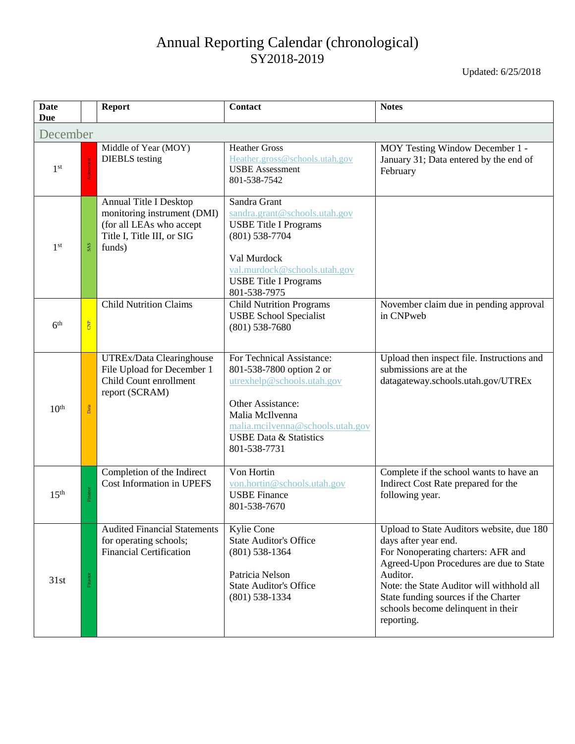# Annual Reporting Calendar (chronological)
## SY2018-2019

Updated: 6/25/2018

| Date Due | | Report | Contact | Notes |
|---|---|---|---|---|
| **December** | | | | |
| 1st | Assessment | Middle of Year (MOY) DIEBLS testing | Heather Gross<br>Heather.gross@schools.utah.gov<br>USBE Assessment<br>801-538-7542 | MOY Testing Window December 1 - January 31; Data entered by the end of February |
| 1st | SAS | Annual Title I Desktop monitoring instrument (DMI) (for all LEAs who accept Title I, Title III, or SIG funds) | Sandra Grant<br>sandra.grant@schools.utah.gov<br>USBE Title I Programs<br>(801) 538-7704<br><br>Val Murdock<br>val.murdock@schools.utah.gov<br>USBE Title I Programs<br>801-538-7975 | |
| 6th | CNP | Child Nutrition Claims | Child Nutrition Programs<br>USBE School Specialist<br>(801) 538-7680 | November claim due in pending approval in CNPweb |
| 10th | Data | UTREx/Data Clearinghouse File Upload for December 1 Child Count enrollment report (SCRAM) | For Technical Assistance:<br>801-538-7800 option 2 or<br>utrexhelp@schools.utah.gov<br><br>Other Assistance:<br>Malia McIlvenna<br>malia.mcilvenna@schools.utah.gov<br>USBE Data & Statistics<br>801-538-7731 | Upload then inspect file. Instructions and submissions are at the datagateway.schools.utah.gov/UTREx |
| 15th | Finance | Completion of the Indirect Cost Information in UPEFS | Von Hortin<br>von.hortin@schools.utah.gov<br>USBE Finance<br>801-538-7670 | Complete if the school wants to have an Indirect Cost Rate prepared for the following year. |
| 31st | Finance | Audited Financial Statements for operating schools; Financial Certification | Kylie Cone<br>State Auditor's Office<br>(801) 538-1364<br><br>Patricia Nelson<br>State Auditor's Office<br>(801) 538-1334 | Upload to State Auditors website, due 180 days after year end.<br>For Nonoperating charters: AFR and Agreed-Upon Procedures are due to State Auditor.<br>Note: the State Auditor will withhold all State funding sources if the Charter schools become delinquent in their reporting. |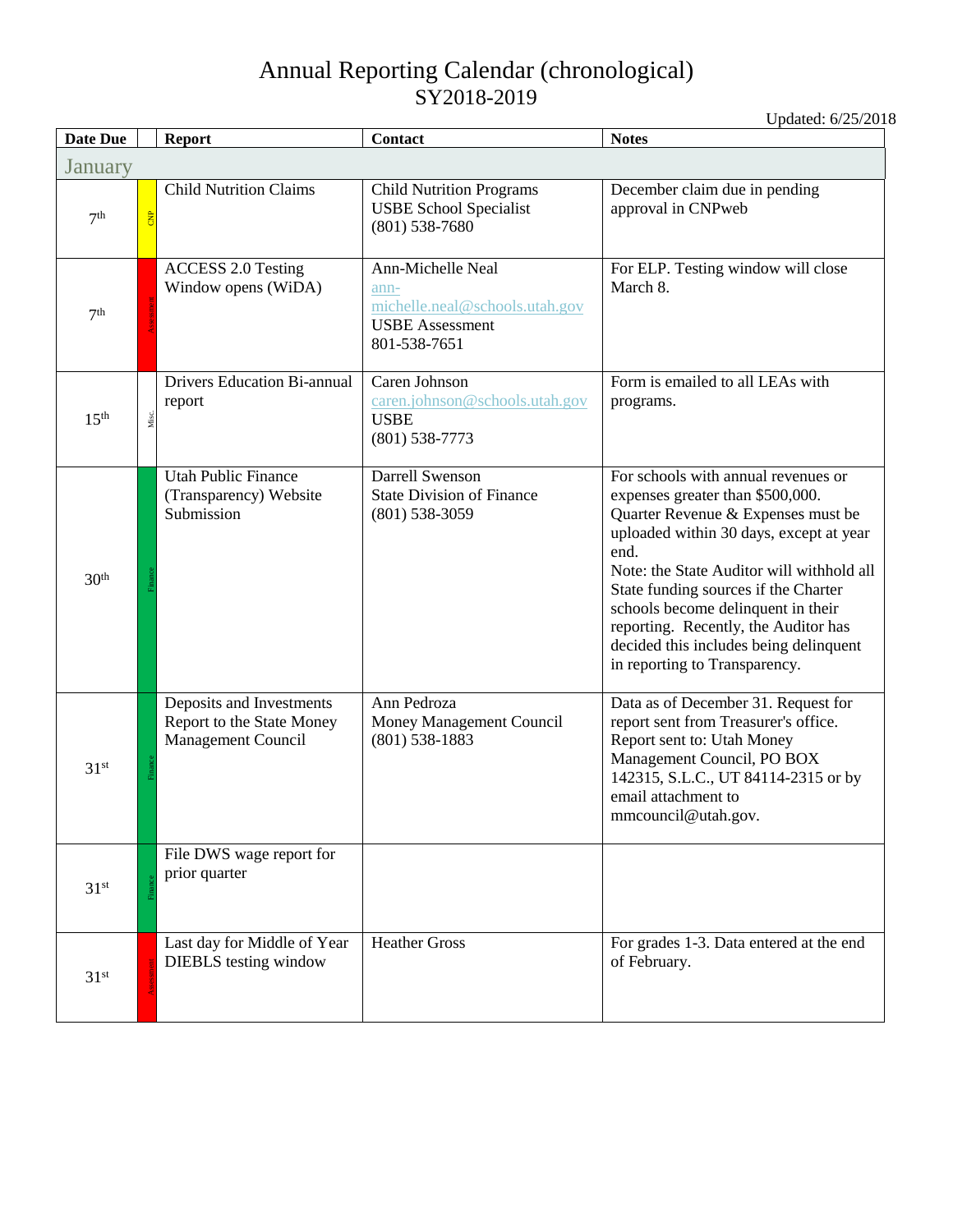# Annual Reporting Calendar (chronological)
## SY2018-2019

Updated: 6/25/2018

| Date Due | | Report | Contact | Notes |
|---|---|---|---|---|
| **January** | | | | |
| 7th | CNP | Child Nutrition Claims | Child Nutrition Programs<br>USBE School Specialist<br>(801) 538-7680 | December claim due in pending approval in CNPweb |
| 7th | Assessment | ACCESS 2.0 Testing Window opens (WiDA) | Ann-Michelle Neal<br>ann-michelle.neal@schools.utah.gov<br>USBE Assessment<br>801-538-7651 | For ELP. Testing window will close March 8. |
| 15th | Misc. | Drivers Education Bi-annual report | Caren Johnson<br>caren.johnson@schools.utah.gov<br>USBE<br>(801) 538-7773 | Form is emailed to all LEAs with programs. |
| 30th | Finance | Utah Public Finance (Transparency) Website Submission | Darrell Swenson<br>State Division of Finance<br>(801) 538-3059 | For schools with annual revenues or expenses greater than $500,000. Quarter Revenue & Expenses must be uploaded within 30 days, except at year end.<br>Note: the State Auditor will withhold all State funding sources if the Charter schools become delinquent in their reporting. Recently, the Auditor has decided this includes being delinquent in reporting to Transparency. |
| 31st | Finance | Deposits and Investments Report to the State Money Management Council | Ann Pedroza<br>Money Management Council<br>(801) 538-1883 | Data as of December 31. Request for report sent from Treasurer's office. Report sent to: Utah Money Management Council, PO BOX 142315, S.L.C., UT 84114-2315 or by email attachment to mmcouncil@utah.gov. |
| 31st | Finance | File DWS wage report for prior quarter | | |
| 31st | Assessment | Last day for Middle of Year DIEBLS testing window | Heather Gross | For grades 1-3. Data entered at the end of February. |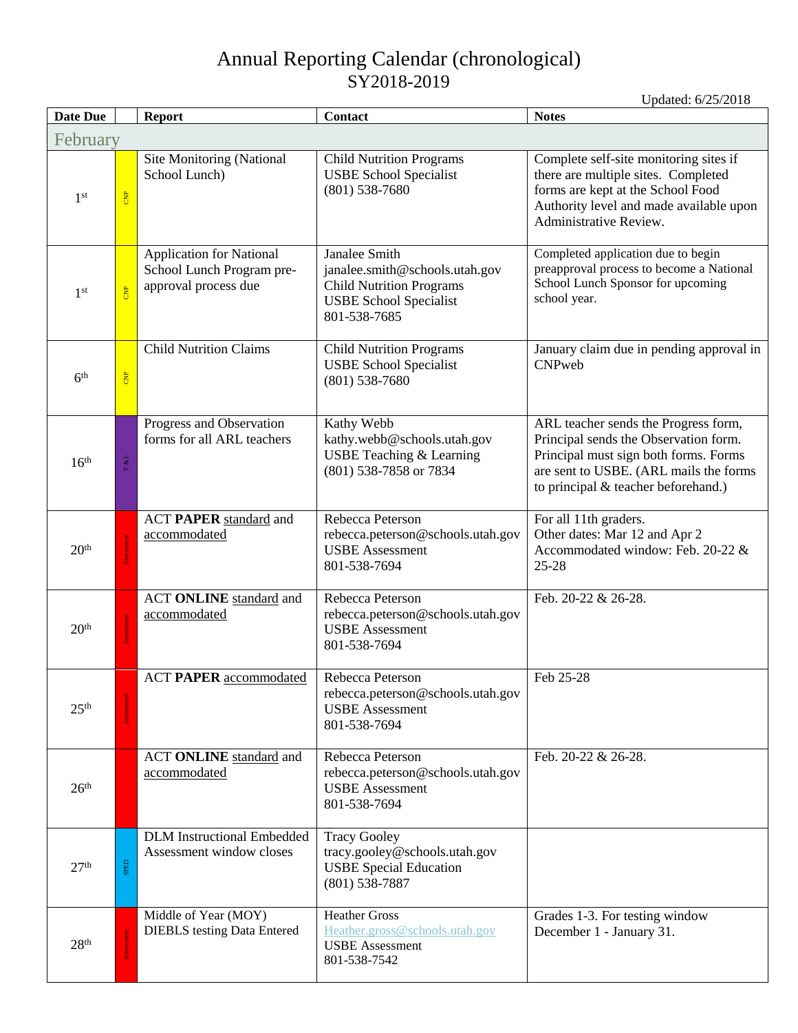# Annual Reporting Calendar (chronological)
## SY2018-2019

Updated: 6/25/2018

| Date Due | | Report | Contact | Notes |
|---|---|---|---|---|
| **February** | | | | |
| 1st | CNP | Site Monitoring (National School Lunch) | Child Nutrition Programs<br>USBE School Specialist<br>(801) 538-7680 | Complete self-site monitoring sites if there are multiple sites. Completed forms are kept at the School Food Authority level and made available upon Administrative Review. |
| 1st | CNP | Application for National School Lunch Program pre-approval process due | Janalee Smith<br>janalee.smith@schools.utah.gov<br>Child Nutrition Programs<br>USBE School Specialist<br>801-538-7685 | Completed application due to begin preapproval process to become a National School Lunch Sponsor for upcoming school year. |
| 6th | CNP | Child Nutrition Claims | Child Nutrition Programs<br>USBE School Specialist<br>(801) 538-7680 | January claim due in pending approval in CNPweb |
| 16th | T & L | Progress and Observation forms for all ARL teachers | Kathy Webb<br>kathy.webb@schools.utah.gov<br>USBE Teaching & Learning<br>(801) 538-7858 or 7834 | ARL teacher sends the Progress form, Principal sends the Observation form. Principal must sign both forms. Forms are sent to USBE. (ARL mails the forms to principal & teacher beforehand.) |
| 20th | Assessment | ACT **PAPER** standard and accommodated | Rebecca Peterson<br>rebecca.peterson@schools.utah.gov<br>USBE Assessment<br>801-538-7694 | For all 11th graders.<br>Other dates: Mar 12 and Apr 2<br>Accommodated window: Feb. 20-22 & 25-28 |
| 20th | Assessment | ACT **ONLINE** standard and accommodated | Rebecca Peterson<br>rebecca.peterson@schools.utah.gov<br>USBE Assessment<br>801-538-7694 | Feb. 20-22 & 26-28. |
| 25th | Assessment | ACT **PAPER** accommodated | Rebecca Peterson<br>rebecca.peterson@schools.utah.gov<br>USBE Assessment<br>801-538-7694 | Feb 25-28 |
| 26th | | ACT **ONLINE** standard and accommodated | Rebecca Peterson<br>rebecca.peterson@schools.utah.gov<br>USBE Assessment<br>801-538-7694 | Feb. 20-22 & 26-28. |
| 27th | SPED | DLM Instructional Embedded Assessment window closes | Tracy Gooley<br>tracy.gooley@schools.utah.gov<br>USBE Special Education<br>(801) 538-7887 | |
| 28th | Assessment | Middle of Year (MOY) DIEBLS testing Data Entered | Heather Gross<br>Heather.gross@schools.utah.gov<br>USBE Assessment<br>801-538-7542 | Grades 1-3. For testing window December 1 - January 31. |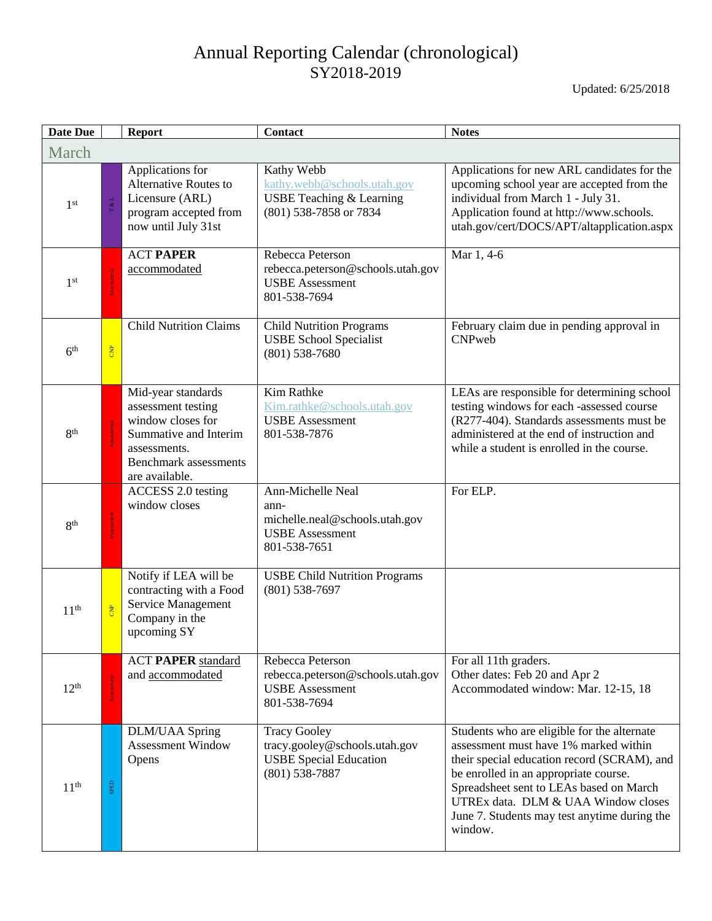# Annual Reporting Calendar (chronological)
## SY2018-2019

Updated: 6/25/2018

| Date Due | | Report | Contact | Notes |
|---|---|---|---|---|
| **March** | | | | |
| 1st | T & L | Applications for Alternative Routes to Licensure (ARL) program accepted from now until July 31st | Kathy Webb kathy.webb@schools.utah.gov USBE Teaching & Learning (801) 538-7858 or 7834 | Applications for new ARL candidates for the upcoming school year are accepted from the individual from March 1 - July 31. Application found at http://www.schools.utah.gov/cert/DOCS/APT/altapplication.aspx |
| 1st | Assessment | ACT **PAPER** accommodated | Rebecca Peterson rebecca.peterson@schools.utah.gov USBE Assessment 801-538-7694 | Mar 1, 4-6 |
| 6th | CNP | Child Nutrition Claims | Child Nutrition Programs USBE School Specialist (801) 538-7680 | February claim due in pending approval in CNPweb |
| 8th | Assessment | Mid-year standards assessment testing window closes for Summative and Interim assessments. Benchmark assessments are available. | Kim Rathke Kim.rathke@schools.utah.gov USBE Assessment 801-538-7876 | LEAs are responsible for determining school testing windows for each -assessed course (R277-404). Standards assessments must be administered at the end of instruction and while a student is enrolled in the course. |
| 8th | Assessment | ACCESS 2.0 testing window closes | Ann-Michelle Neal ann-michelle.neal@schools.utah.gov USBE Assessment 801-538-7651 | For ELP. |
| 11th | CNP | Notify if LEA will be contracting with a Food Service Management Company in the upcoming SY | USBE Child Nutrition Programs (801) 538-7697 | |
| 12th | Assessment | ACT **PAPER** standard and accommodated | Rebecca Peterson rebecca.peterson@schools.utah.gov USBE Assessment 801-538-7694 | For all 11th graders. Other dates: Feb 20 and Apr 2 Accommodated window: Mar. 12-15, 18 |
| 11th | SPED | DLM/UAA Spring Assessment Window Opens | Tracy Gooley tracy.gooley@schools.utah.gov USBE Special Education (801) 538-7887 | Students who are eligible for the alternate assessment must have 1% marked within their special education record (SCRAM), and be enrolled in an appropriate course. Spreadsheet sent to LEAs based on March UTREx data. DLM & UAA Window closes June 7. Students may test anytime during the window. |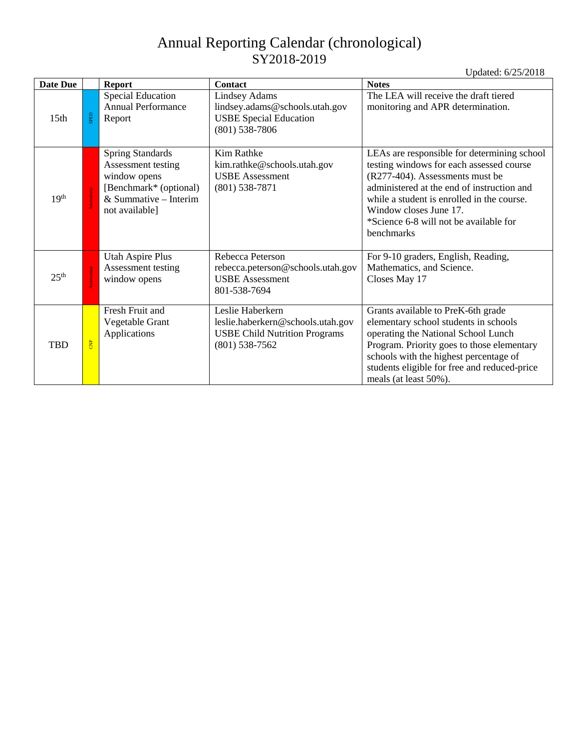# Annual Reporting Calendar (chronological)
## SY2018-2019

Updated: 6/25/2018

| Date Due | | Report | Contact | Notes |
|---|---|---|---|---|
| 15th | SPED | Special Education Annual Performance Report | Lindsey Adams<br>lindsey.adams@schools.utah.gov<br>USBE Special Education<br>(801) 538-7806 | The LEA will receive the draft tiered monitoring and APR determination. |
| 19th | Assessment | Spring Standards Assessment testing window opens [Benchmark* (optional) & Summative – Interim not available] | Kim Rathke<br>kim.rathke@schools.utah.gov<br>USBE Assessment<br>(801) 538-7871 | LEAs are responsible for determining school testing windows for each assessed course (R277-404). Assessments must be administered at the end of instruction and while a student is enrolled in the course. Window closes June 17.<br>*Science 6-8 will not be available for benchmarks |
| 25th | Assessment | Utah Aspire Plus Assessment testing window opens | Rebecca Peterson<br>rebecca.peterson@schools.utah.gov<br>USBE Assessment<br>801-538-7694 | For 9-10 graders, English, Reading, Mathematics, and Science.<br>Closes May 17 |
| TBD | CNP | Fresh Fruit and Vegetable Grant Applications | Leslie Haberkern<br>leslie.haberkern@schools.utah.gov<br>USBE Child Nutrition Programs<br>(801) 538-7562 | Grants available to PreK-6th grade elementary school students in schools operating the National School Lunch Program. Priority goes to those elementary schools with the highest percentage of students eligible for free and reduced-price meals (at least 50%). |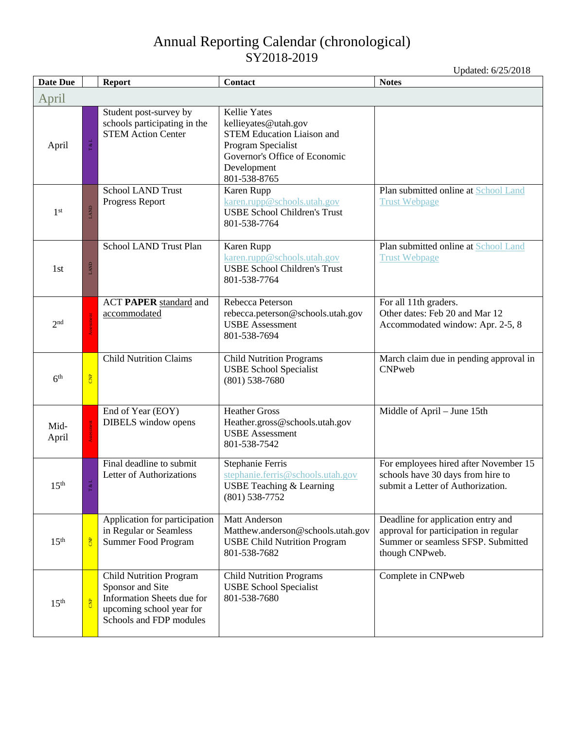# Annual Reporting Calendar (chronological)
## SY2018-2019

Updated: 6/25/2018

| Date Due | | Report | Contact | Notes |
|---|---|---|---|---|
| **April** | | | | |
| April | T & L | Student post-survey by schools participating in the STEM Action Center | Kellie Yates<br>kellieyates@utah.gov<br>STEM Education Liaison and Program Specialist<br>Governor's Office of Economic Development<br>801-538-8765 | |
| 1st | LAND | School LAND Trust Progress Report | Karen Rupp<br>karen.rupp@schools.utah.gov<br>USBE School Children's Trust<br>801-538-7764 | Plan submitted online at School Land Trust Webpage |
| 1st | LAND | School LAND Trust Plan | Karen Rupp<br>karen.rupp@schools.utah.gov<br>USBE School Children's Trust<br>801-538-7764 | Plan submitted online at School Land Trust Webpage |
| 2nd | Assessment | ACT **PAPER** standard and accommodated | Rebecca Peterson<br>rebecca.peterson@schools.utah.gov<br>USBE Assessment<br>801-538-7694 | For all 11th graders.<br>Other dates: Feb 20 and Mar 12<br>Accommodated window: Apr. 2-5, 8 |
| 6th | CNP | Child Nutrition Claims | Child Nutrition Programs<br>USBE School Specialist<br>(801) 538-7680 | March claim due in pending approval in CNPweb |
| Mid-April | Assessment | End of Year (EOY) DIBELS window opens | Heather Gross<br>Heather.gross@schools.utah.gov<br>USBE Assessment<br>801-538-7542 | Middle of April – June 15th |
| 15th | T & L | Final deadline to submit Letter of Authorizations | Stephanie Ferris<br>stephanie.ferris@schools.utah.gov<br>USBE Teaching & Learning<br>(801) 538-7752 | For employees hired after November 15 schools have 30 days from hire to submit a Letter of Authorization. |
| 15th | CNP | Application for participation in Regular or Seamless Summer Food Program | Matt Anderson<br>Matthew.anderson@schools.utah.gov<br>USBE Child Nutrition Program<br>801-538-7682 | Deadline for application entry and approval for participation in regular Summer or seamless SFSP. Submitted though CNPweb. |
| 15th | CNP | Child Nutrition Program Sponsor and Site Information Sheets due for upcoming school year for Schools and FDP modules | Child Nutrition Programs<br>USBE School Specialist<br>801-538-7680 | Complete in CNPweb |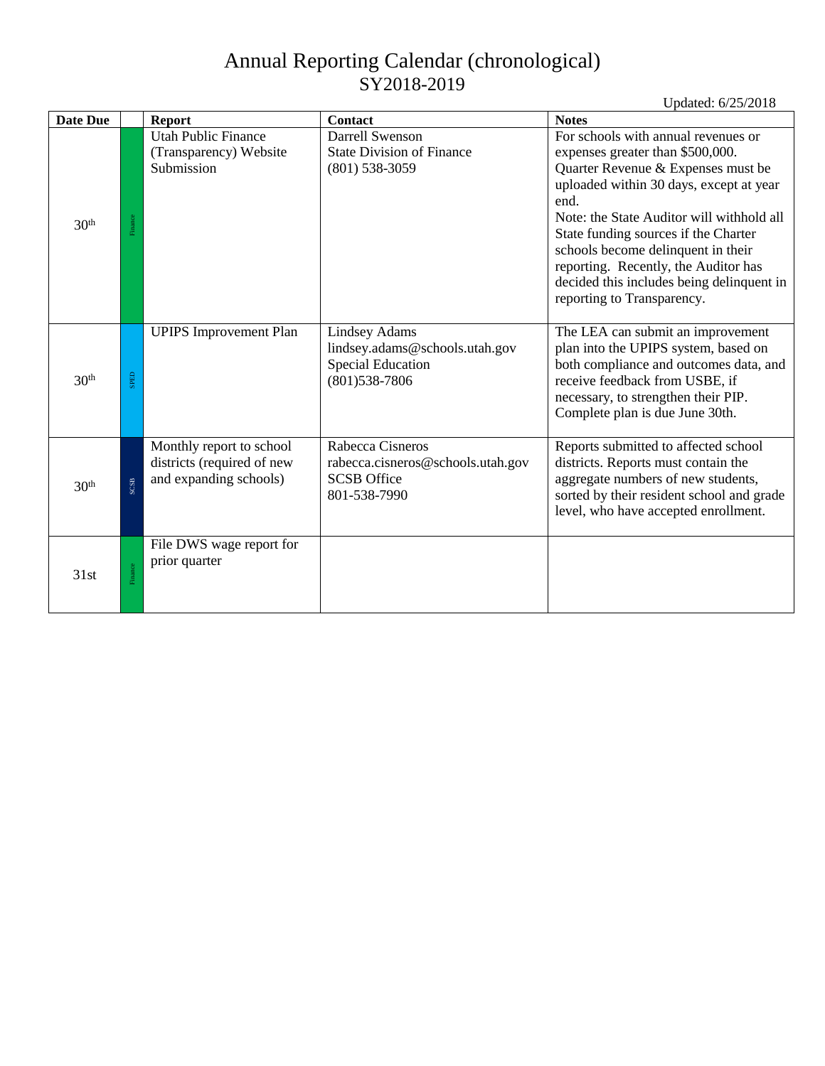# Annual Reporting Calendar (chronological)
## SY2018-2019

Updated: 6/25/2018

| Date Due | | Report | Contact | Notes |
|---|---|---|---|---|
| 30th | Finance | Utah Public Finance (Transparency) Website Submission | Darrell Swenson<br>State Division of Finance<br>(801) 538-3059 | For schools with annual revenues or expenses greater than $500,000. Quarter Revenue & Expenses must be uploaded within 30 days, except at year end.<br>Note: the State Auditor will withhold all State funding sources if the Charter schools become delinquent in their reporting. Recently, the Auditor has decided this includes being delinquent in reporting to Transparency. |
| 30th | SPED | UPIPS Improvement Plan | Lindsey Adams<br>lindsey.adams@schools.utah.gov<br>Special Education<br>(801)538-7806 | The LEA can submit an improvement plan into the UPIPS system, based on both compliance and outcomes data, and receive feedback from USBE, if necessary, to strengthen their PIP. Complete plan is due June 30th. |
| 30th | SCSB | Monthly report to school districts (required of new and expanding schools) | Rabecca Cisneros<br>rabecca.cisneros@schools.utah.gov<br>SCSB Office<br>801-538-7990 | Reports submitted to affected school districts. Reports must contain the aggregate numbers of new students, sorted by their resident school and grade level, who have accepted enrollment. |
| 31st | Finance | File DWS wage report for prior quarter | | |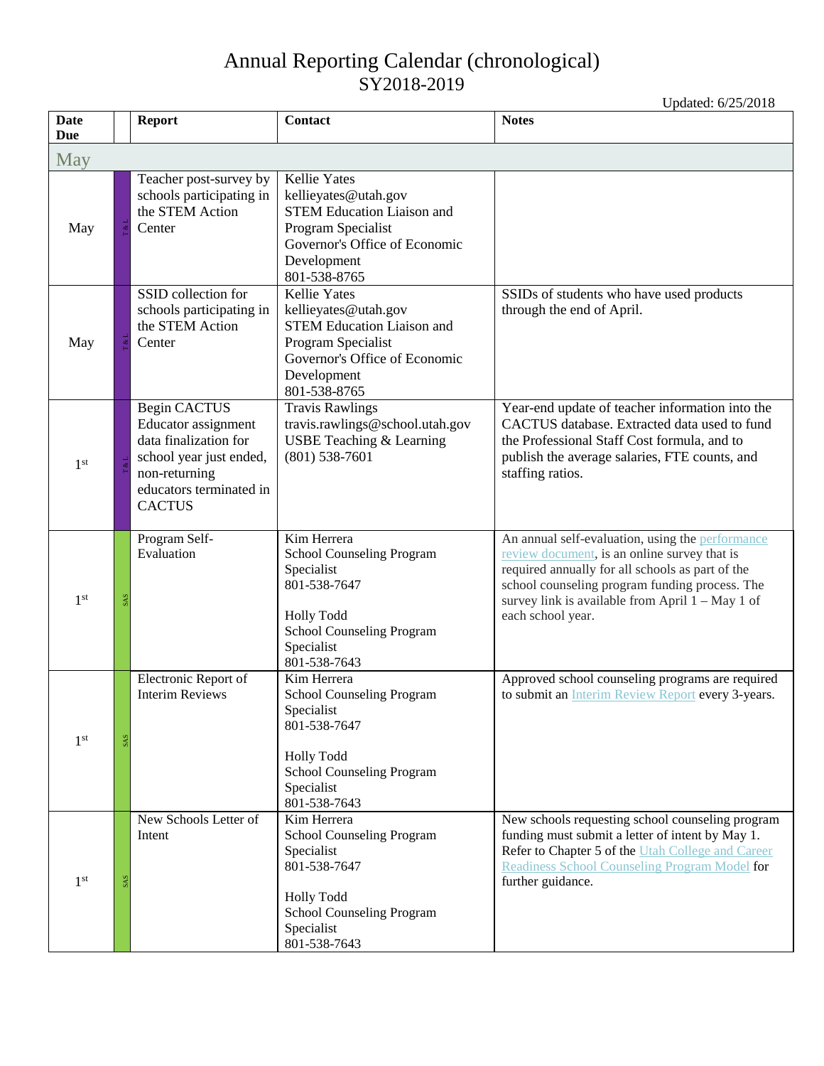# Annual Reporting Calendar (chronological)
## SY2018-2019

Updated: 6/25/2018

| Date Due | | Report | Contact | Notes |
|---|---|---|---|---|
| **May** | | | | |
| May | T & L | Teacher post-survey by schools participating in the STEM Action Center | Kellie Yates<br>kellieyates@utah.gov<br>STEM Education Liaison and Program Specialist<br>Governor's Office of Economic Development<br>801-538-8765 | |
| May | T & L | SSID collection for schools participating in the STEM Action Center | Kellie Yates<br>kellieyates@utah.gov<br>STEM Education Liaison and Program Specialist<br>Governor's Office of Economic Development<br>801-538-8765 | SSIDs of students who have used products through the end of April. |
| 1st | T & L | Begin CACTUS Educator assignment data finalization for school year just ended, non-returning educators terminated in CACTUS | Travis Rawlings<br>travis.rawlings@school.utah.gov<br>USBE Teaching & Learning<br>(801) 538-7601 | Year-end update of teacher information into the CACTUS database. Extracted data used to fund the Professional Staff Cost formula, and to publish the average salaries, FTE counts, and staffing ratios. |
| 1st | SAS | Program Self-Evaluation | Kim Herrera<br>School Counseling Program Specialist<br>801-538-7647<br><br>Holly Todd<br>School Counseling Program Specialist<br>801-538-7643 | An annual self-evaluation, using the performance review document, is an online survey that is required annually for all schools as part of the school counseling program funding process. The survey link is available from April 1 – May 1 of each school year. |
| 1st | SAS | Electronic Report of Interim Reviews | Kim Herrera<br>School Counseling Program Specialist<br>801-538-7647<br><br>Holly Todd<br>School Counseling Program Specialist<br>801-538-7643 | Approved school counseling programs are required to submit an Interim Review Report every 3-years. |
| 1st | SAS | New Schools Letter of Intent | Kim Herrera<br>School Counseling Program Specialist<br>801-538-7647<br><br>Holly Todd<br>School Counseling Program Specialist<br>801-538-7643 | New schools requesting school counseling program funding must submit a letter of intent by May 1. Refer to Chapter 5 of the Utah College and Career Readiness School Counseling Program Model for further guidance. |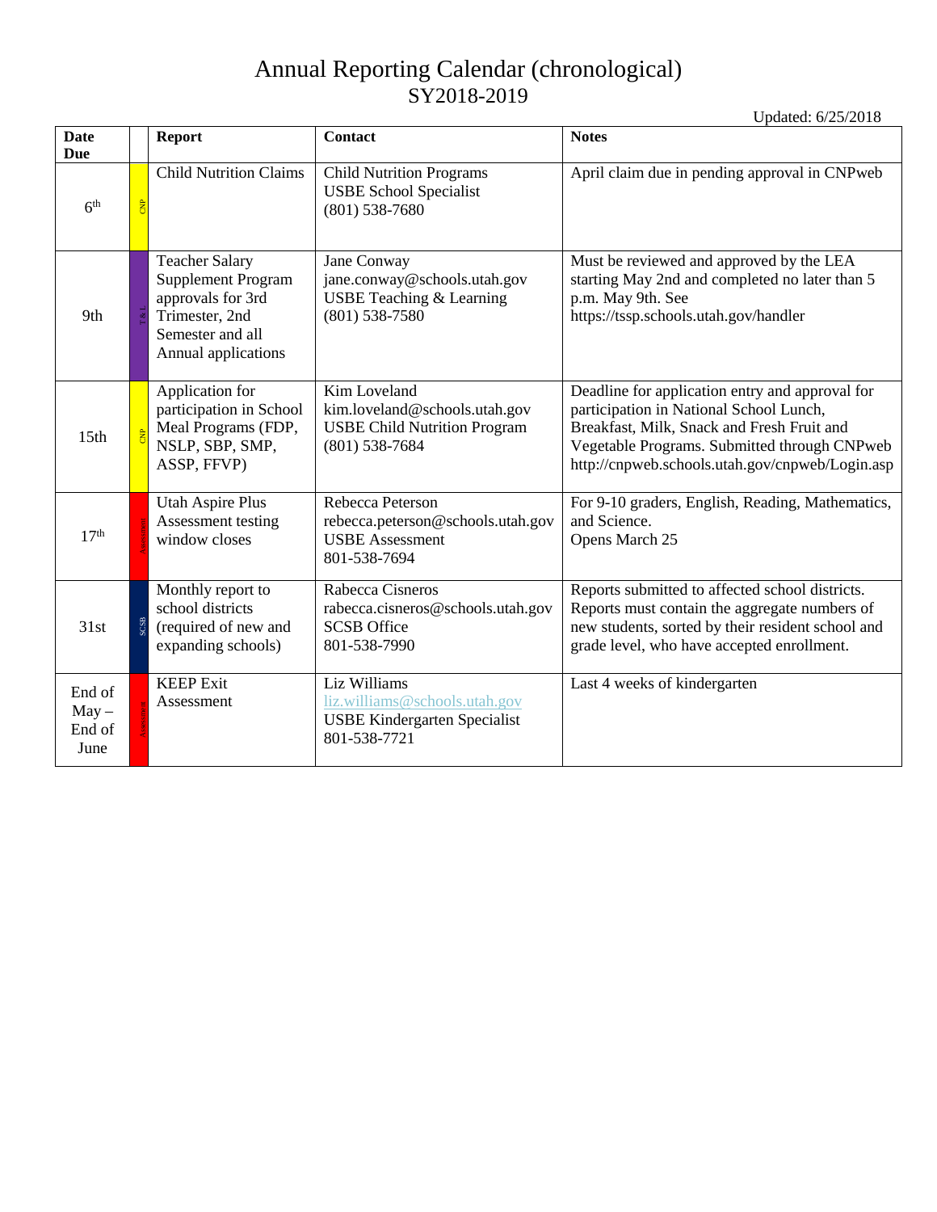# Annual Reporting Calendar (chronological)
## SY2018-2019

Updated: 6/25/2018

| Date Due | | Report | Contact | Notes |
|---|---|---|---|---|
| 6th | CNP | Child Nutrition Claims | Child Nutrition Programs<br>USBE School Specialist<br>(801) 538-7680 | April claim due in pending approval in CNPweb |
| 9th | T & L | Teacher Salary Supplement Program approvals for 3rd Trimester, 2nd Semester and all Annual applications | Jane Conway<br>jane.conway@schools.utah.gov<br>USBE Teaching & Learning<br>(801) 538-7580 | Must be reviewed and approved by the LEA starting May 2nd and completed no later than 5 p.m. May 9th. See https://tssp.schools.utah.gov/handler |
| 15th | CNP | Application for participation in School Meal Programs (FDP, NSLP, SBP, SMP, ASSP, FFVP) | Kim Loveland<br>kim.loveland@schools.utah.gov<br>USBE Child Nutrition Program<br>(801) 538-7684 | Deadline for application entry and approval for participation in National School Lunch, Breakfast, Milk, Snack and Fresh Fruit and Vegetable Programs. Submitted through CNPweb http://cnpweb.schools.utah.gov/cnpweb/Login.asp |
| 17th | Assessment | Utah Aspire Plus Assessment testing window closes | Rebecca Peterson<br>rebecca.peterson@schools.utah.gov<br>USBE Assessment<br>801-538-7694 | For 9-10 graders, English, Reading, Mathematics, and Science.<br>Opens March 25 |
| 31st | SCSB | Monthly report to school districts (required of new and expanding schools) | Rabecca Cisneros<br>rabecca.cisneros@schools.utah.gov<br>SCSB Office<br>801-538-7990 | Reports submitted to affected school districts. Reports must contain the aggregate numbers of new students, sorted by their resident school and grade level, who have accepted enrollment. |
| End of May – End of June | Assessment | KEEP Exit Assessment | Liz Williams<br>liz.williams@schools.utah.gov<br>USBE Kindergarten Specialist<br>801-538-7721 | Last 4 weeks of kindergarten |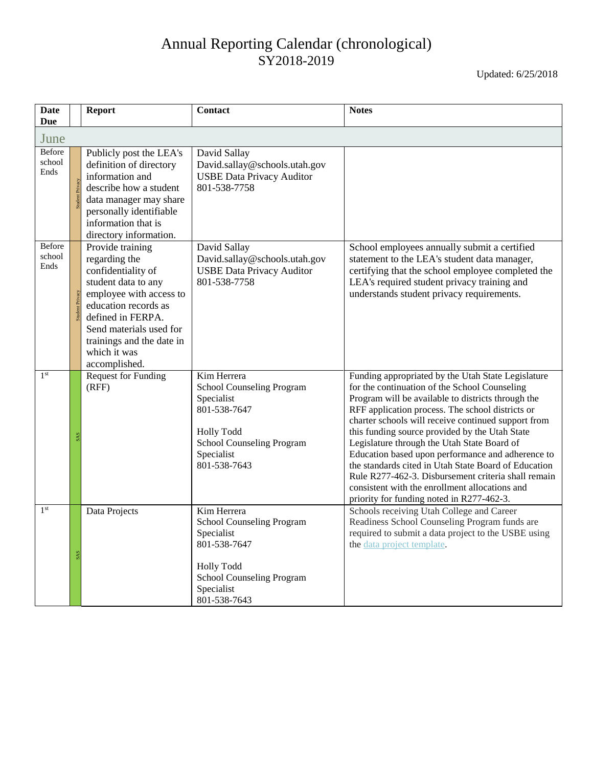# Annual Reporting Calendar (chronological)

## SY2018-2019

Updated: 6/25/2018

| Date Due | | Report | Contact | Notes |
|---|---|---|---|---|
| **June** | | | | |
| Before school Ends | Student Privacy | Publicly post the LEA's definition of directory information and describe how a student data manager may share personally identifiable information that is directory information. | David Sallay<br>David.sallay@schools.utah.gov<br>USBE Data Privacy Auditor<br>801-538-7758 | |
| Before school Ends | Student Privacy | Provide training regarding the confidentiality of student data to any employee with access to education records as defined in FERPA. Send materials used for trainings and the date in which it was accomplished. | David Sallay<br>David.sallay@schools.utah.gov<br>USBE Data Privacy Auditor<br>801-538-7758 | School employees annually submit a certified statement to the LEA's student data manager, certifying that the school employee completed the LEA's required student privacy training and understands student privacy requirements. |
| 1st | SAS | Request for Funding (RFF) | Kim Herrera<br>School Counseling Program Specialist<br>801-538-7647<br><br>Holly Todd<br>School Counseling Program Specialist<br>801-538-7643 | Funding appropriated by the Utah State Legislature for the continuation of the School Counseling Program will be available to districts through the RFF application process. The school districts or charter schools will receive continued support from this funding source provided by the Utah State Legislature through the Utah State Board of Education based upon performance and adherence to the standards cited in Utah State Board of Education Rule R277-462-3. Disbursement criteria shall remain consistent with the enrollment allocations and priority for funding noted in R277-462-3. |
| 1st | SAS | Data Projects | Kim Herrera<br>School Counseling Program Specialist<br>801-538-7647<br><br>Holly Todd<br>School Counseling Program Specialist<br>801-538-7643 | Schools receiving Utah College and Career Readiness School Counseling Program funds are required to submit a data project to the USBE using the data project template. |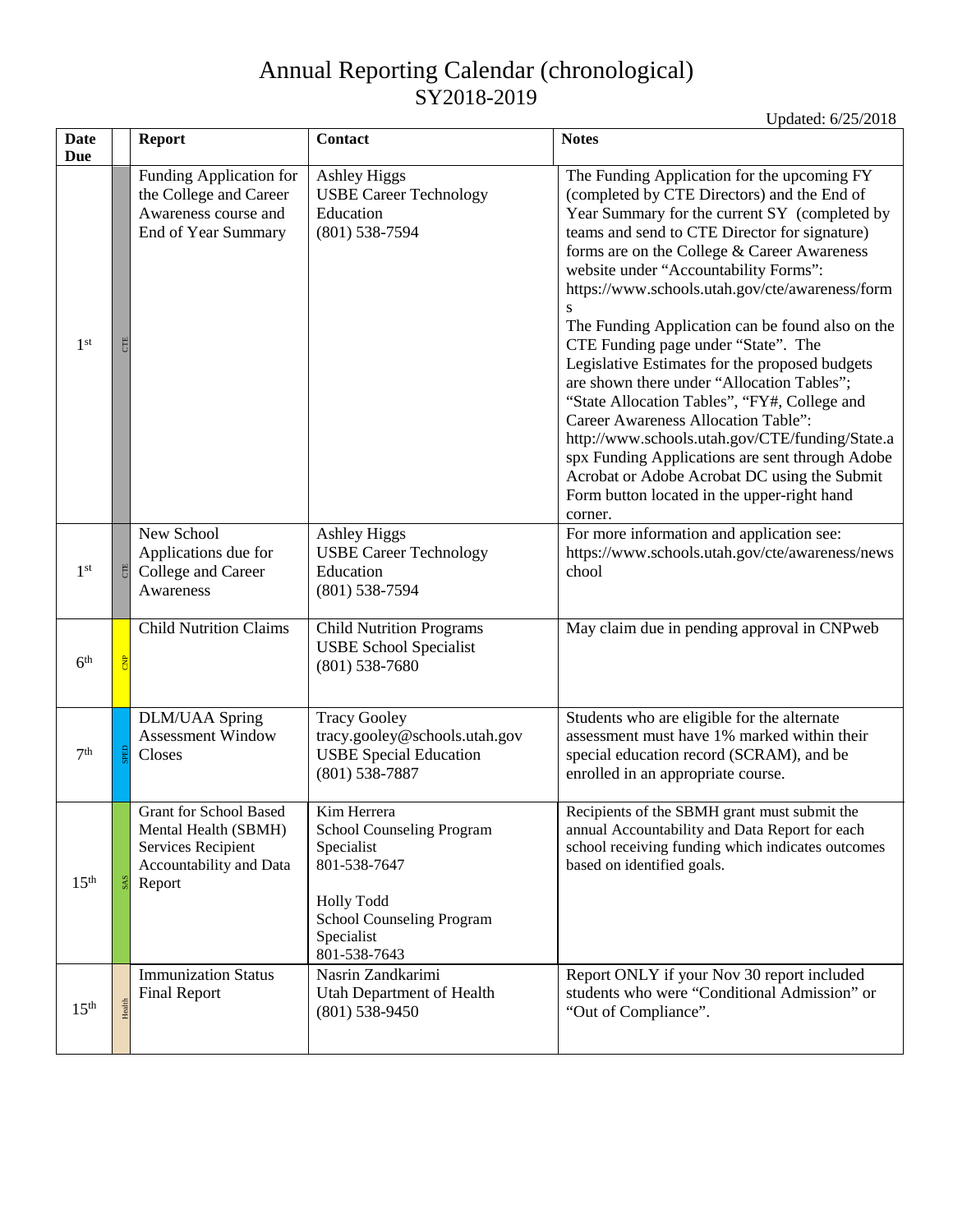# Annual Reporting Calendar (chronological)
# SY2018-2019

Updated: 6/25/2018

| Date Due | | Report | Contact | Notes |
|---|---|---|---|---|
| 1st | CTE | Funding Application for the College and Career Awareness course and End of Year Summary | Ashley Higgs<br>USBE Career Technology Education<br>(801) 538-7594 | The Funding Application for the upcoming FY (completed by CTE Directors) and the End of Year Summary for the current SY (completed by teams and send to CTE Director for signature) forms are on the College & Career Awareness website under "Accountability Forms": https://www.schools.utah.gov/cte/awareness/forms<br>The Funding Application can be found also on the CTE Funding page under "State". The Legislative Estimates for the proposed budgets are shown there under "Allocation Tables"; "State Allocation Tables", "FY#, College and Career Awareness Allocation Table": http://www.schools.utah.gov/CTE/funding/State.aspx Funding Applications are sent through Adobe Acrobat or Adobe Acrobat DC using the Submit Form button located in the upper-right hand corner. |
| 1st | CTE | New School Applications due for College and Career Awareness | Ashley Higgs<br>USBE Career Technology Education<br>(801) 538-7594 | For more information and application see: https://www.schools.utah.gov/cte/awareness/newschool |
| 6th | CNP | Child Nutrition Claims | Child Nutrition Programs<br>USBE School Specialist<br>(801) 538-7680 | May claim due in pending approval in CNPweb |
| 7th | SPED | DLM/UAA Spring Assessment Window Closes | Tracy Gooley<br>tracy.gooley@schools.utah.gov<br>USBE Special Education<br>(801) 538-7887 | Students who are eligible for the alternate assessment must have 1% marked within their special education record (SCRAM), and be enrolled in an appropriate course. |
| 15th | SAS | Grant for School Based Mental Health (SBMH) Services Recipient Accountability and Data Report | Kim Herrera<br>School Counseling Program Specialist<br>801-538-7647<br><br>Holly Todd<br>School Counseling Program Specialist<br>801-538-7643 | Recipients of the SBMH grant must submit the annual Accountability and Data Report for each school receiving funding which indicates outcomes based on identified goals. |
| 15th | Health | Immunization Status Final Report | Nasrin Zandkarimi<br>Utah Department of Health<br>(801) 538-9450 | Report ONLY if your Nov 30 report included students who were "Conditional Admission" or "Out of Compliance". |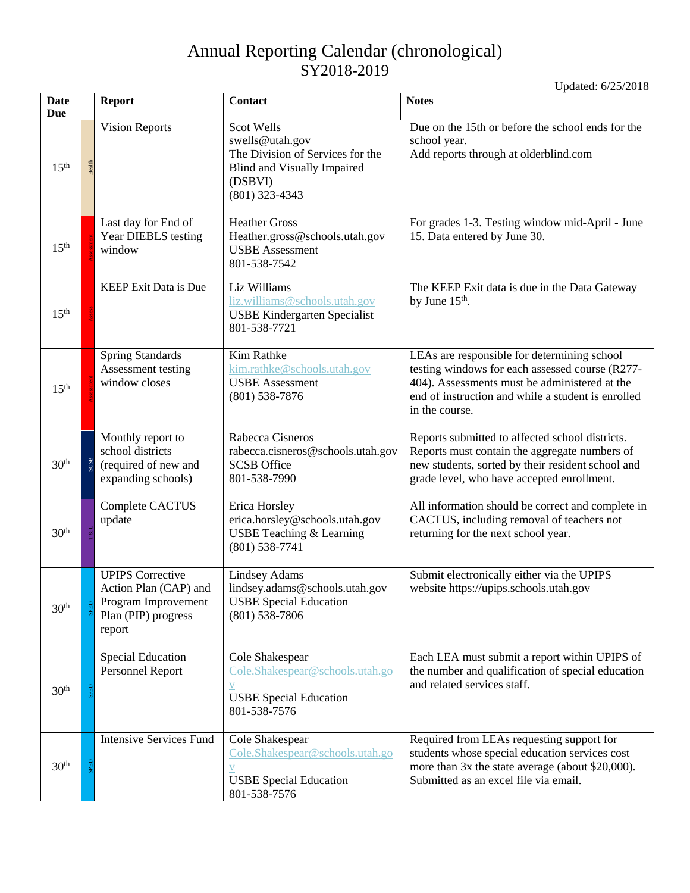# Annual Reporting Calendar (chronological)
## SY2018-2019

Updated: 6/25/2018

| Date Due | | Report | Contact | Notes |
|---|---|---|---|---|
| 15th | Health | Vision Reports | Scot Wells<br>swells@utah.gov<br>The Division of Services for the Blind and Visually Impaired (DSBVI)<br>(801) 323-4343 | Due on the 15th or before the school ends for the school year.<br>Add reports through at olderblind.com |
| 15th | Assessment | Last day for End of Year DIEBLS testing window | Heather Gross<br>Heather.gross@schools.utah.gov<br>USBE Assessment<br>801-538-7542 | For grades 1-3. Testing window mid-April - June 15. Data entered by June 30. |
| 15th | Assess | KEEP Exit Data is Due | Liz Williams<br>liz.williams@schools.utah.gov<br>USBE Kindergarten Specialist<br>801-538-7721 | The KEEP Exit data is due in the Data Gateway by June 15th. |
| 15th | Assessment | Spring Standards Assessment testing window closes | Kim Rathke<br>kim.rathke@schools.utah.gov<br>USBE Assessment<br>(801) 538-7876 | LEAs are responsible for determining school testing windows for each assessed course (R277-404). Assessments must be administered at the end of instruction and while a student is enrolled in the course. |
| 30th | SCSB | Monthly report to school districts (required of new and expanding schools) | Rabecca Cisneros<br>rabecca.cisneros@schools.utah.gov<br>SCSB Office<br>801-538-7990 | Reports submitted to affected school districts. Reports must contain the aggregate numbers of new students, sorted by their resident school and grade level, who have accepted enrollment. |
| 30th | T & L | Complete CACTUS update | Erica Horsley<br>erica.horsley@schools.utah.gov<br>USBE Teaching & Learning<br>(801) 538-7741 | All information should be correct and complete in CACTUS, including removal of teachers not returning for the next school year. |
| 30th | SPED | UPIPS Corrective Action Plan (CAP) and Program Improvement Plan (PIP) progress report | Lindsey Adams<br>lindsey.adams@schools.utah.gov<br>USBE Special Education<br>(801) 538-7806 | Submit electronically either via the UPIPS website https://upips.schools.utah.gov |
| 30th | SPED | Special Education Personnel Report | Cole Shakespear<br>Cole.Shakespear@schools.utah.gov<br>USBE Special Education<br>801-538-7576 | Each LEA must submit a report within UPIPS of the number and qualification of special education and related services staff. |
| 30th | SPED | Intensive Services Fund | Cole Shakespear<br>Cole.Shakespear@schools.utah.gov<br>USBE Special Education<br>801-538-7576 | Required from LEAs requesting support for students whose special education services cost more than 3x the state average (about $20,000). Submitted as an excel file via email. |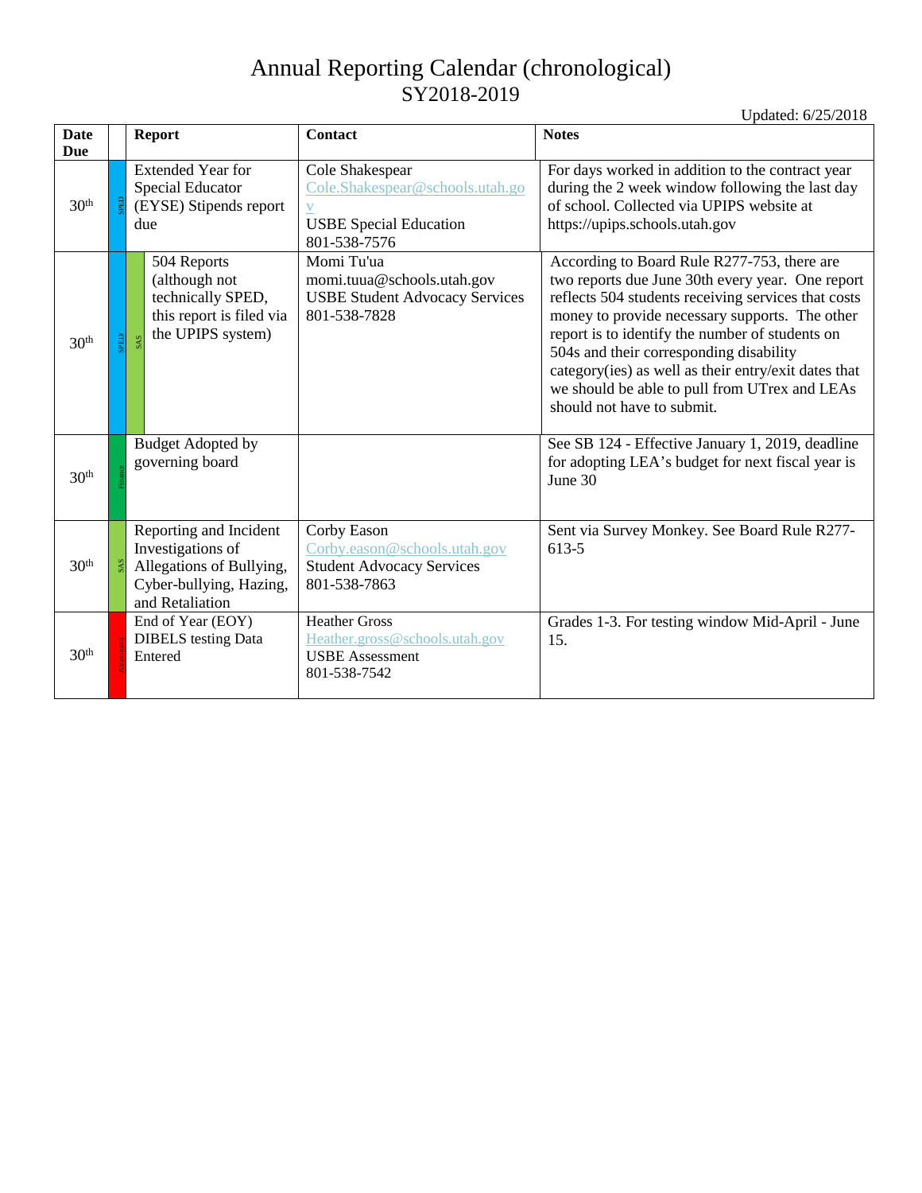# Annual Reporting Calendar (chronological)

## SY2018-2019

Updated: 6/25/2018

| Date Due | | Report | Contact | Notes |
|---|---|---|---|---|
| 30th | SPED | Extended Year for Special Educator (EYSE) Stipends report due | Cole Shakespear<br>Cole.Shakespear@schools.utah.gov<br>USBE Special Education<br>801-538-7576 | For days worked in addition to the contract year during the 2 week window following the last day of school. Collected via UPIPS website at https://upips.schools.utah.gov |
| 30th | SPED / SAS | 504 Reports (although not technically SPED, this report is filed via the UPIPS system) | Momi Tu'ua<br>momi.tuua@schools.utah.gov<br>USBE Student Advocacy Services<br>801-538-7828 | According to Board Rule R277-753, there are two reports due June 30th every year. One report reflects 504 students receiving services that costs money to provide necessary supports. The other report is to identify the number of students on 504s and their corresponding disability category(ies) as well as their entry/exit dates that we should be able to pull from UTrex and LEAs should not have to submit. |
| 30th | Finance | Budget Adopted by governing board | | See SB 124 - Effective January 1, 2019, deadline for adopting LEA's budget for next fiscal year is June 30 |
| 30th | SAS | Reporting and Incident Investigations of Allegations of Bullying, Cyber-bullying, Hazing, and Retaliation | Corby Eason<br>Corby.eason@schools.utah.gov<br>Student Advocacy Services<br>801-538-7863 | Sent via Survey Monkey. See Board Rule R277-613-5 |
| 30th | Assessment | End of Year (EOY) DIBELS testing Data Entered | Heather Gross<br>Heather.gross@schools.utah.gov<br>USBE Assessment<br>801-538-7542 | Grades 1-3. For testing window Mid-April - June 15. |